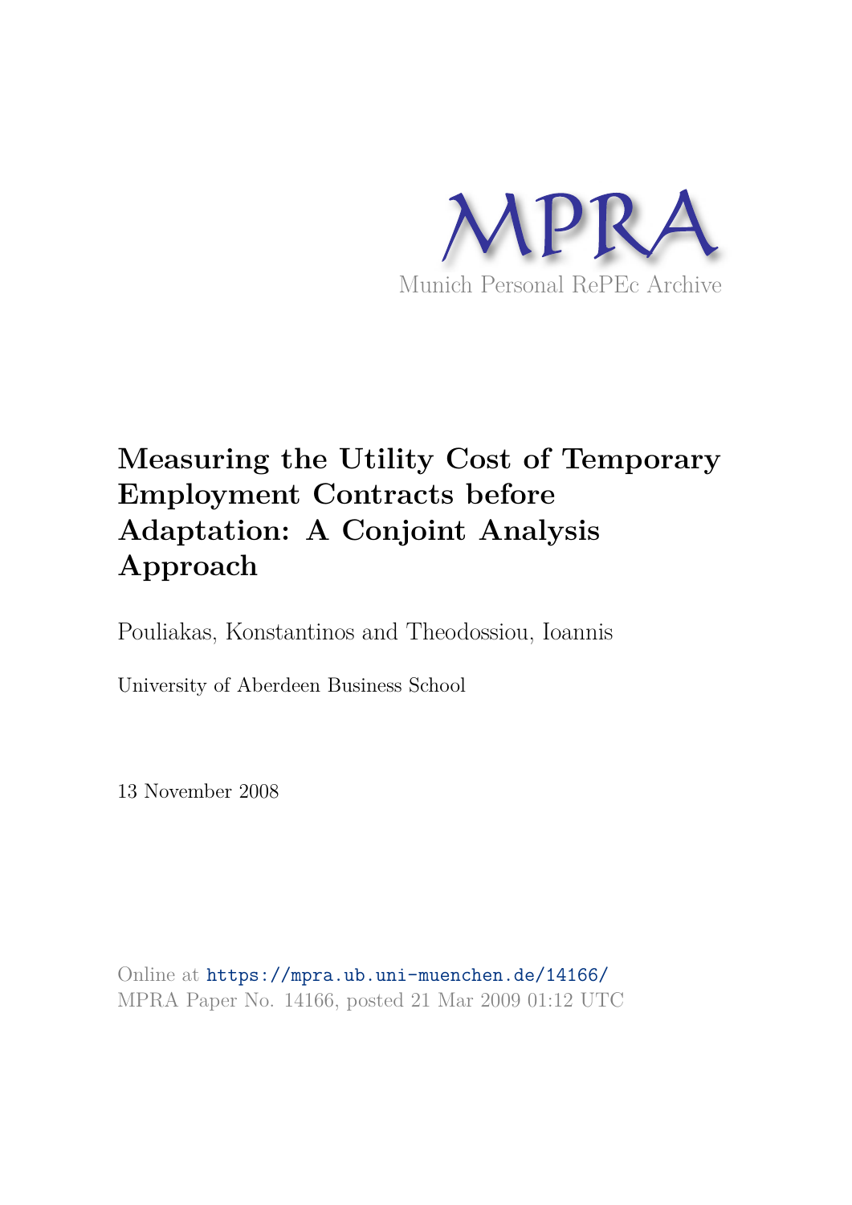MPRA

Munich Personal RePEc Archive

# Measuring the Utility Cost of Temporary Employment Contracts before Adaptation: A Conjoint Analysis Approach

Pouliakas, Konstantinos and Theodossiou, Ioannis

University of Aberdeen Business School

13 November 2008

Online at https://mpra.ub.uni-muenchen.de/14166/
MPRA Paper No. 14166, posted 21 Mar 2009 01:12 UTC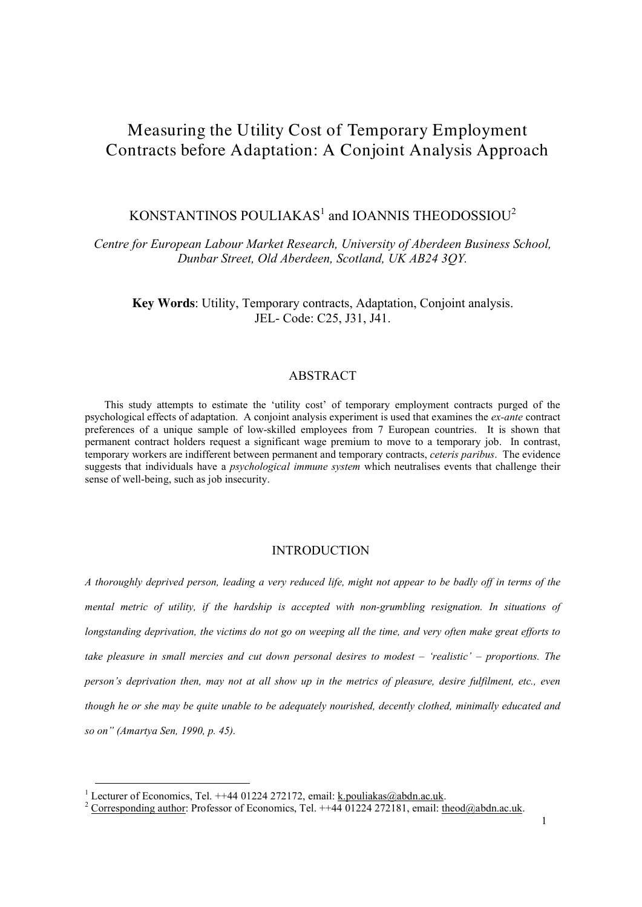# Measuring the Utility Cost of Temporary Employment Contracts before Adaptation: A Conjoint Analysis Approach

KONSTANTINOS POULIAKAS[1] and IOANNIS THEODOSSIOU[2]

*Centre for European Labour Market Research, University of Aberdeen Business School, Dunbar Street, Old Aberdeen, Scotland, UK AB24 3QY.*

**Key Words**: Utility, Temporary contracts, Adaptation, Conjoint analysis.
JEL- Code: C25, J31, J41.

## ABSTRACT

This study attempts to estimate the 'utility cost' of temporary employment contracts purged of the psychological effects of adaptation. A conjoint analysis experiment is used that examines the *ex-ante* contract preferences of a unique sample of low-skilled employees from 7 European countries. It is shown that permanent contract holders request a significant wage premium to move to a temporary job. In contrast, temporary workers are indifferent between permanent and temporary contracts, *ceteris paribus*. The evidence suggests that individuals have a *psychological immune system* which neutralises events that challenge their sense of well-being, such as job insecurity.

## INTRODUCTION

*A thoroughly deprived person, leading a very reduced life, might not appear to be badly off in terms of the mental metric of utility, if the hardship is accepted with non-grumbling resignation. In situations of longstanding deprivation, the victims do not go on weeping all the time, and very often make great efforts to take pleasure in small mercies and cut down personal desires to modest – 'realistic' – proportions. The person's deprivation then, may not at all show up in the metrics of pleasure, desire fulfilment, etc., even though he or she may be quite unable to be adequately nourished, decently clothed, minimally educated and so on" (Amartya Sen, 1990, p. 45).*

---

[1] Lecturer of Economics, Tel. ++44 01224 272172, email: k.pouliakas@abdn.ac.uk.

[2] Corresponding author: Professor of Economics, Tel. ++44 01224 272181, email: theod@abdn.ac.uk.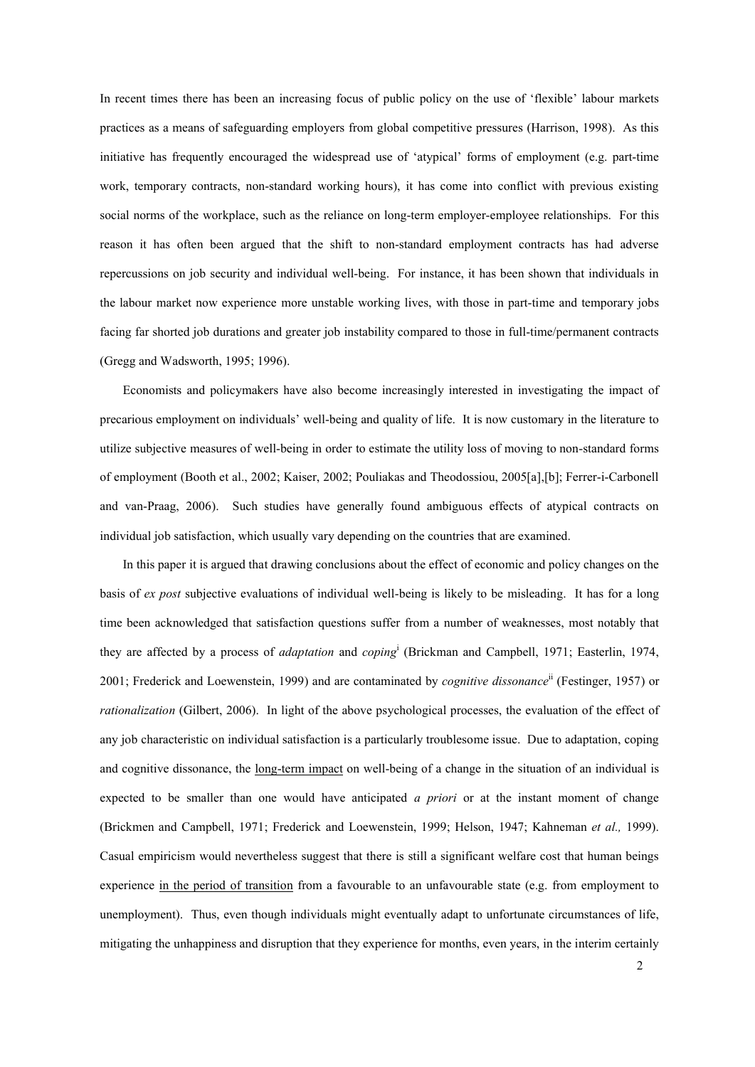In recent times there has been an increasing focus of public policy on the use of 'flexible' labour markets practices as a means of safeguarding employers from global competitive pressures (Harrison, 1998). As this initiative has frequently encouraged the widespread use of 'atypical' forms of employment (e.g. part-time work, temporary contracts, non-standard working hours), it has come into conflict with previous existing social norms of the workplace, such as the reliance on long-term employer-employee relationships. For this reason it has often been argued that the shift to non-standard employment contracts has had adverse repercussions on job security and individual well-being. For instance, it has been shown that individuals in the labour market now experience more unstable working lives, with those in part-time and temporary jobs facing far shorted job durations and greater job instability compared to those in full-time/permanent contracts (Gregg and Wadsworth, 1995; 1996).

Economists and policymakers have also become increasingly interested in investigating the impact of precarious employment on individuals' well-being and quality of life. It is now customary in the literature to utilize subjective measures of well-being in order to estimate the utility loss of moving to non-standard forms of employment (Booth et al., 2002; Kaiser, 2002; Pouliakas and Theodossiou, 2005[a],[b]; Ferrer-i-Carbonell and van-Praag, 2006). Such studies have generally found ambiguous effects of atypical contracts on individual job satisfaction, which usually vary depending on the countries that are examined.

In this paper it is argued that drawing conclusions about the effect of economic and policy changes on the basis of *ex post* subjective evaluations of individual well-being is likely to be misleading. It has for a long time been acknowledged that satisfaction questions suffer from a number of weaknesses, most notably that they are affected by a process of *adaptation* and *coping*[i] (Brickman and Campbell, 1971; Easterlin, 1974, 2001; Frederick and Loewenstein, 1999) and are contaminated by *cognitive dissonance*[ii] (Festinger, 1957) or *rationalization* (Gilbert, 2006). In light of the above psychological processes, the evaluation of the effect of any job characteristic on individual satisfaction is a particularly troublesome issue. Due to adaptation, coping and cognitive dissonance, the long-term impact on well-being of a change in the situation of an individual is expected to be smaller than one would have anticipated *a priori* or at the instant moment of change (Brickmen and Campbell, 1971; Frederick and Loewenstein, 1999; Helson, 1947; Kahneman *et al.,* 1999). Casual empiricism would nevertheless suggest that there is still a significant welfare cost that human beings experience in the period of transition from a favourable to an unfavourable state (e.g. from employment to unemployment). Thus, even though individuals might eventually adapt to unfortunate circumstances of life, mitigating the unhappiness and disruption that they experience for months, even years, in the interim certainly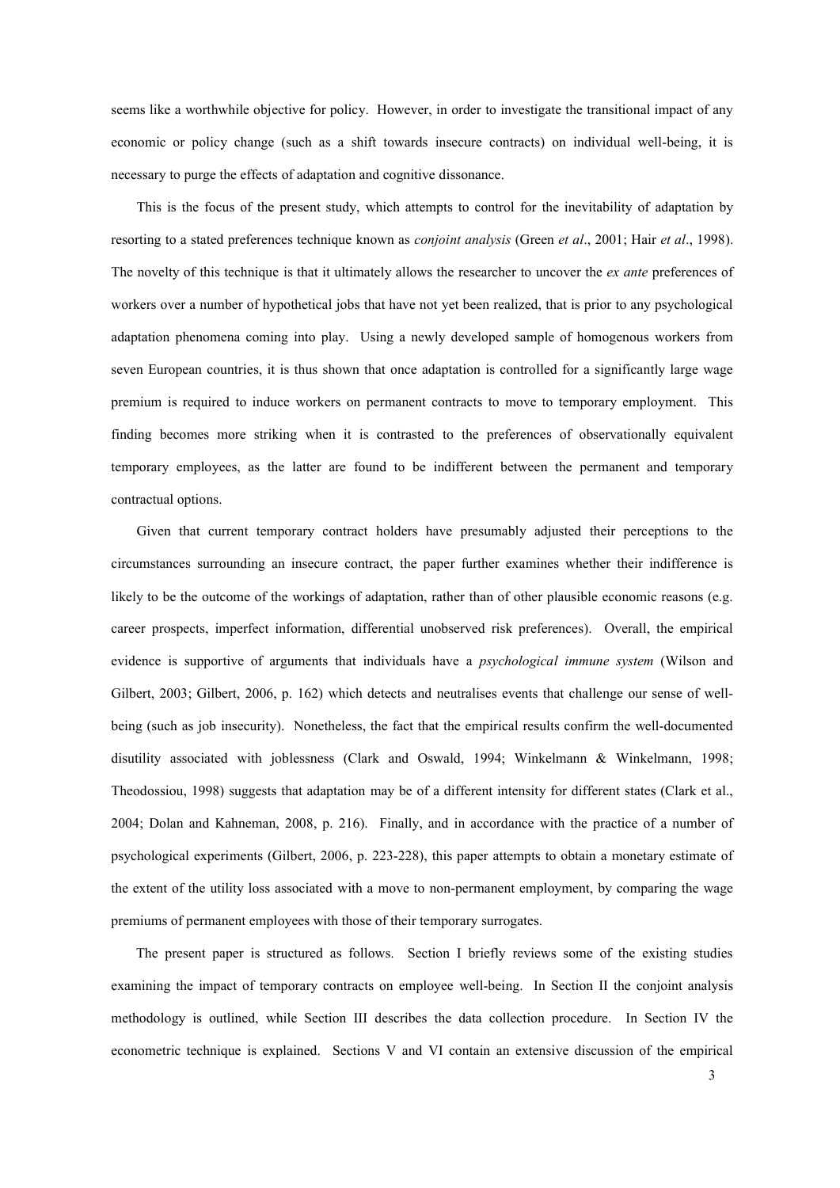seems like a worthwhile objective for policy. However, in order to investigate the transitional impact of any economic or policy change (such as a shift towards insecure contracts) on individual well-being, it is necessary to purge the effects of adaptation and cognitive dissonance.

This is the focus of the present study, which attempts to control for the inevitability of adaptation by resorting to a stated preferences technique known as *conjoint analysis* (Green *et al*., 2001; Hair *et al*., 1998). The novelty of this technique is that it ultimately allows the researcher to uncover the *ex ante* preferences of workers over a number of hypothetical jobs that have not yet been realized, that is prior to any psychological adaptation phenomena coming into play. Using a newly developed sample of homogenous workers from seven European countries, it is thus shown that once adaptation is controlled for a significantly large wage premium is required to induce workers on permanent contracts to move to temporary employment. This finding becomes more striking when it is contrasted to the preferences of observationally equivalent temporary employees, as the latter are found to be indifferent between the permanent and temporary contractual options.

Given that current temporary contract holders have presumably adjusted their perceptions to the circumstances surrounding an insecure contract, the paper further examines whether their indifference is likely to be the outcome of the workings of adaptation, rather than of other plausible economic reasons (e.g. career prospects, imperfect information, differential unobserved risk preferences). Overall, the empirical evidence is supportive of arguments that individuals have a *psychological immune system* (Wilson and Gilbert, 2003; Gilbert, 2006, p. 162) which detects and neutralises events that challenge our sense of well-being (such as job insecurity). Nonetheless, the fact that the empirical results confirm the well-documented disutility associated with joblessness (Clark and Oswald, 1994; Winkelmann & Winkelmann, 1998; Theodossiou, 1998) suggests that adaptation may be of a different intensity for different states (Clark et al., 2004; Dolan and Kahneman, 2008, p. 216). Finally, and in accordance with the practice of a number of psychological experiments (Gilbert, 2006, p. 223-228), this paper attempts to obtain a monetary estimate of the extent of the utility loss associated with a move to non-permanent employment, by comparing the wage premiums of permanent employees with those of their temporary surrogates.

The present paper is structured as follows. Section I briefly reviews some of the existing studies examining the impact of temporary contracts on employee well-being. In Section II the conjoint analysis methodology is outlined, while Section III describes the data collection procedure. In Section IV the econometric technique is explained. Sections V and VI contain an extensive discussion of the empirical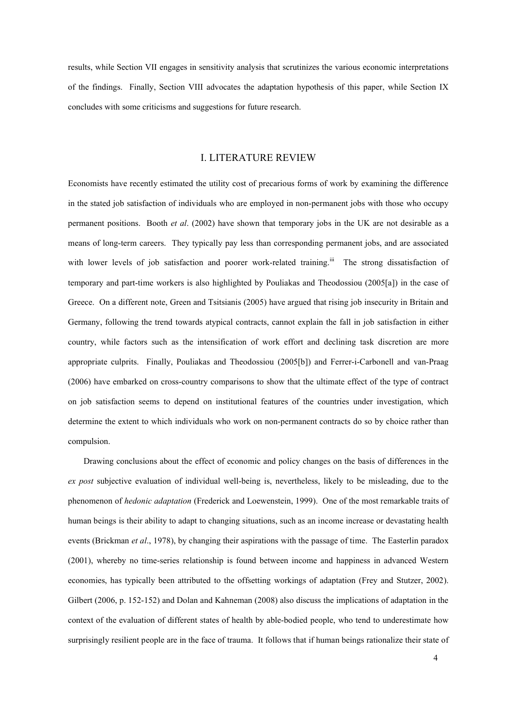results, while Section VII engages in sensitivity analysis that scrutinizes the various economic interpretations of the findings. Finally, Section VIII advocates the adaptation hypothesis of this paper, while Section IX concludes with some criticisms and suggestions for future research.

## I. LITERATURE REVIEW

Economists have recently estimated the utility cost of precarious forms of work by examining the difference in the stated job satisfaction of individuals who are employed in non-permanent jobs with those who occupy permanent positions. Booth *et al*. (2002) have shown that temporary jobs in the UK are not desirable as a means of long-term careers. They typically pay less than corresponding permanent jobs, and are associated with lower levels of job satisfaction and poorer work-related training.[iii] The strong dissatisfaction of temporary and part-time workers is also highlighted by Pouliakas and Theodossiou (2005[a]) in the case of Greece. On a different note, Green and Tsitsianis (2005) have argued that rising job insecurity in Britain and Germany, following the trend towards atypical contracts, cannot explain the fall in job satisfaction in either country, while factors such as the intensification of work effort and declining task discretion are more appropriate culprits. Finally, Pouliakas and Theodossiou (2005[b]) and Ferrer-i-Carbonell and van-Praag (2006) have embarked on cross-country comparisons to show that the ultimate effect of the type of contract on job satisfaction seems to depend on institutional features of the countries under investigation, which determine the extent to which individuals who work on non-permanent contracts do so by choice rather than compulsion.

Drawing conclusions about the effect of economic and policy changes on the basis of differences in the *ex post* subjective evaluation of individual well-being is, nevertheless, likely to be misleading, due to the phenomenon of *hedonic adaptation* (Frederick and Loewenstein, 1999). One of the most remarkable traits of human beings is their ability to adapt to changing situations, such as an income increase or devastating health events (Brickman *et al*., 1978), by changing their aspirations with the passage of time. The Easterlin paradox (2001), whereby no time-series relationship is found between income and happiness in advanced Western economies, has typically been attributed to the offsetting workings of adaptation (Frey and Stutzer, 2002). Gilbert (2006, p. 152-152) and Dolan and Kahneman (2008) also discuss the implications of adaptation in the context of the evaluation of different states of health by able-bodied people, who tend to underestimate how surprisingly resilient people are in the face of trauma. It follows that if human beings rationalize their state of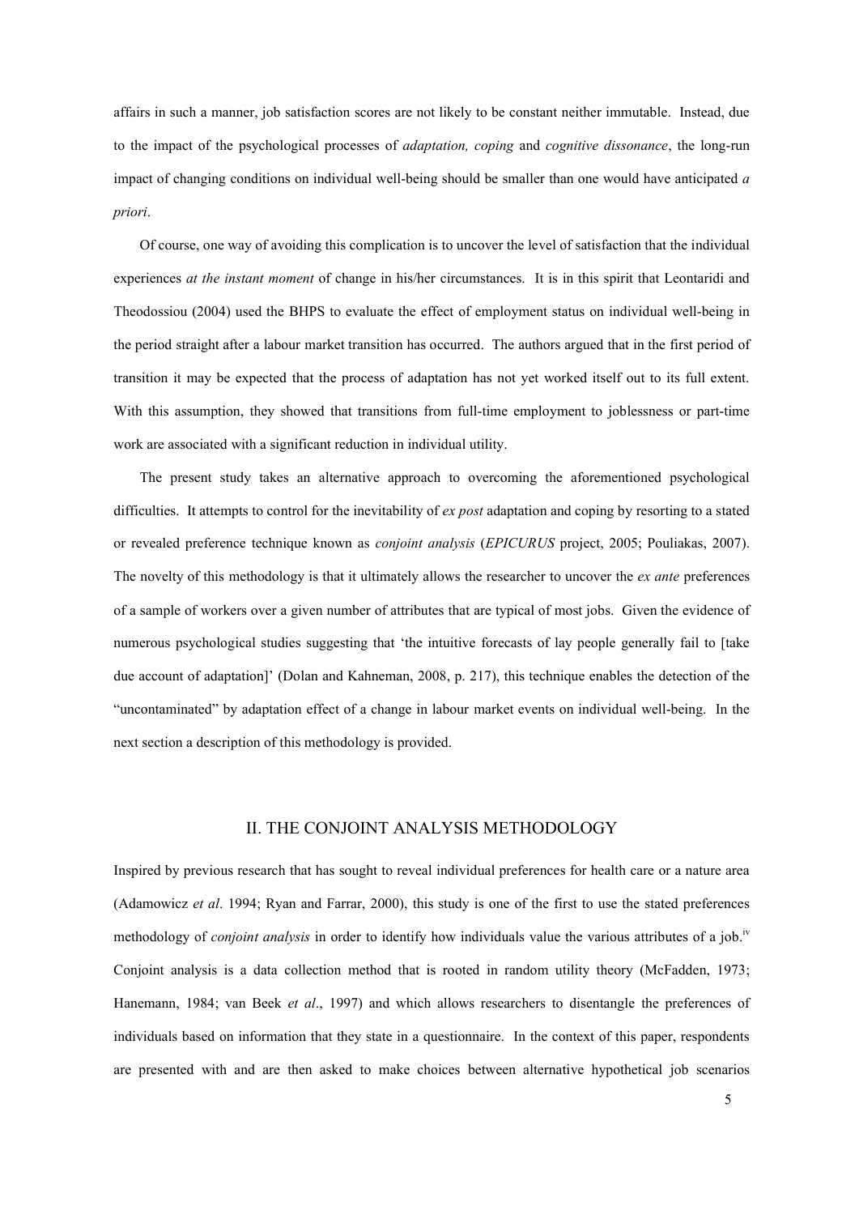affairs in such a manner, job satisfaction scores are not likely to be constant neither immutable. Instead, due to the impact of the psychological processes of *adaptation, coping* and *cognitive dissonance*, the long-run impact of changing conditions on individual well-being should be smaller than one would have anticipated *a priori*.

Of course, one way of avoiding this complication is to uncover the level of satisfaction that the individual experiences *at the instant moment* of change in his/her circumstances. It is in this spirit that Leontaridi and Theodossiou (2004) used the BHPS to evaluate the effect of employment status on individual well-being in the period straight after a labour market transition has occurred. The authors argued that in the first period of transition it may be expected that the process of adaptation has not yet worked itself out to its full extent. With this assumption, they showed that transitions from full-time employment to joblessness or part-time work are associated with a significant reduction in individual utility.

The present study takes an alternative approach to overcoming the aforementioned psychological difficulties. It attempts to control for the inevitability of *ex post* adaptation and coping by resorting to a stated or revealed preference technique known as *conjoint analysis* (*EPICURUS* project, 2005; Pouliakas, 2007). The novelty of this methodology is that it ultimately allows the researcher to uncover the *ex ante* preferences of a sample of workers over a given number of attributes that are typical of most jobs. Given the evidence of numerous psychological studies suggesting that 'the intuitive forecasts of lay people generally fail to [take due account of adaptation]' (Dolan and Kahneman, 2008, p. 217), this technique enables the detection of the "uncontaminated" by adaptation effect of a change in labour market events on individual well-being. In the next section a description of this methodology is provided.

## II. THE CONJOINT ANALYSIS METHODOLOGY

Inspired by previous research that has sought to reveal individual preferences for health care or a nature area (Adamowicz *et al*. 1994; Ryan and Farrar, 2000), this study is one of the first to use the stated preferences methodology of *conjoint analysis* in order to identify how individuals value the various attributes of a job.[iv] Conjoint analysis is a data collection method that is rooted in random utility theory (McFadden, 1973; Hanemann, 1984; van Beek *et al*., 1997) and which allows researchers to disentangle the preferences of individuals based on information that they state in a questionnaire. In the context of this paper, respondents are presented with and are then asked to make choices between alternative hypothetical job scenarios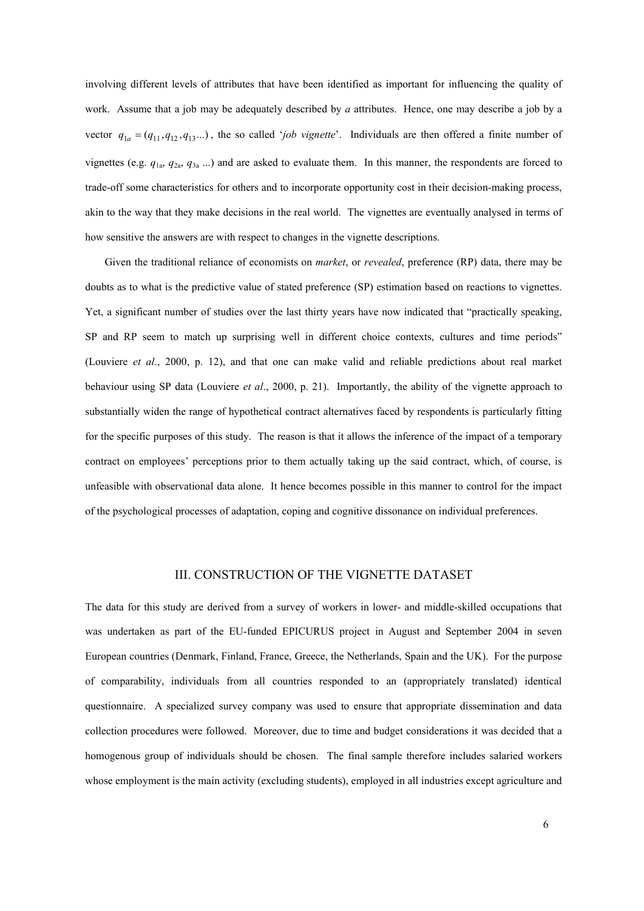involving different levels of attributes that have been identified as important for influencing the quality of work. Assume that a job may be adequately described by *a* attributes. Hence, one may describe a job by a vector $q_{1a} = (q_{11}, q_{12}, q_{13}...)$, the so called '*job vignette*'. Individuals are then offered a finite number of vignettes (e.g. $q_{1a}$, $q_{2a}$, $q_{3a}$ ...) and are asked to evaluate them. In this manner, the respondents are forced to trade-off some characteristics for others and to incorporate opportunity cost in their decision-making process, akin to the way that they make decisions in the real world. The vignettes are eventually analysed in terms of how sensitive the answers are with respect to changes in the vignette descriptions.

Given the traditional reliance of economists on *market*, or *revealed*, preference (RP) data, there may be doubts as to what is the predictive value of stated preference (SP) estimation based on reactions to vignettes. Yet, a significant number of studies over the last thirty years have now indicated that "practically speaking, SP and RP seem to match up surprising well in different choice contexts, cultures and time periods" (Louviere *et al*., 2000, p. 12), and that one can make valid and reliable predictions about real market behaviour using SP data (Louviere *et al*., 2000, p. 21). Importantly, the ability of the vignette approach to substantially widen the range of hypothetical contract alternatives faced by respondents is particularly fitting for the specific purposes of this study. The reason is that it allows the inference of the impact of a temporary contract on employees' perceptions prior to them actually taking up the said contract, which, of course, is unfeasible with observational data alone. It hence becomes possible in this manner to control for the impact of the psychological processes of adaptation, coping and cognitive dissonance on individual preferences.

## III. CONSTRUCTION OF THE VIGNETTE DATASET

The data for this study are derived from a survey of workers in lower- and middle-skilled occupations that was undertaken as part of the EU-funded EPICURUS project in August and September 2004 in seven European countries (Denmark, Finland, France, Greece, the Netherlands, Spain and the UK). For the purpose of comparability, individuals from all countries responded to an (appropriately translated) identical questionnaire. A specialized survey company was used to ensure that appropriate dissemination and data collection procedures were followed. Moreover, due to time and budget considerations it was decided that a homogenous group of individuals should be chosen. The final sample therefore includes salaried workers whose employment is the main activity (excluding students), employed in all industries except agriculture and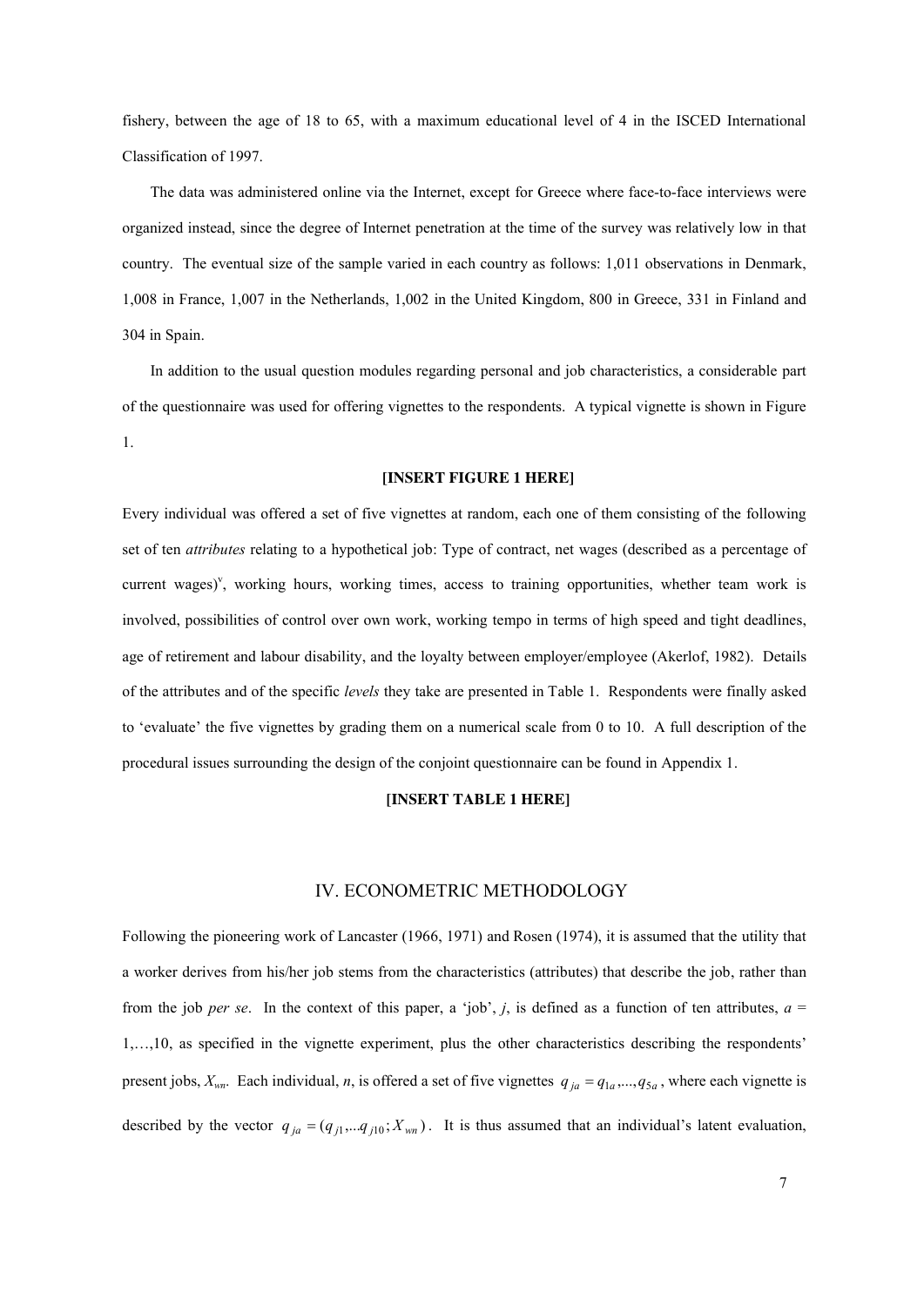fishery, between the age of 18 to 65, with a maximum educational level of 4 in the ISCED International Classification of 1997.

The data was administered online via the Internet, except for Greece where face-to-face interviews were organized instead, since the degree of Internet penetration at the time of the survey was relatively low in that country. The eventual size of the sample varied in each country as follows: 1,011 observations in Denmark, 1,008 in France, 1,007 in the Netherlands, 1,002 in the United Kingdom, 800 in Greece, 331 in Finland and 304 in Spain.

In addition to the usual question modules regarding personal and job characteristics, a considerable part of the questionnaire was used for offering vignettes to the respondents. A typical vignette is shown in Figure 1.

**[INSERT FIGURE 1 HERE]**

Every individual was offered a set of five vignettes at random, each one of them consisting of the following set of ten *attributes* relating to a hypothetical job: Type of contract, net wages (described as a percentage of current wages)[v], working hours, working times, access to training opportunities, whether team work is involved, possibilities of control over own work, working tempo in terms of high speed and tight deadlines, age of retirement and labour disability, and the loyalty between employer/employee (Akerlof, 1982). Details of the attributes and of the specific *levels* they take are presented in Table 1. Respondents were finally asked to 'evaluate' the five vignettes by grading them on a numerical scale from 0 to 10. A full description of the procedural issues surrounding the design of the conjoint questionnaire can be found in Appendix 1.

**[INSERT TABLE 1 HERE]**

## IV. ECONOMETRIC METHODOLOGY

Following the pioneering work of Lancaster (1966, 1971) and Rosen (1974), it is assumed that the utility that a worker derives from his/her job stems from the characteristics (attributes) that describe the job, rather than from the job *per se*. In the context of this paper, a 'job', $j$, is defined as a function of ten attributes, $a$ = 1,…,10, as specified in the vignette experiment, plus the other characteristics describing the respondents' present jobs, $X_{wn}$. Each individual, $n$, is offered a set of five vignettes $q_{ja} = q_{1a},...,q_{5a}$, where each vignette is described by the vector $q_{ja} = (q_{j1},...q_{j10}; X_{wn})$. It is thus assumed that an individual's latent evaluation,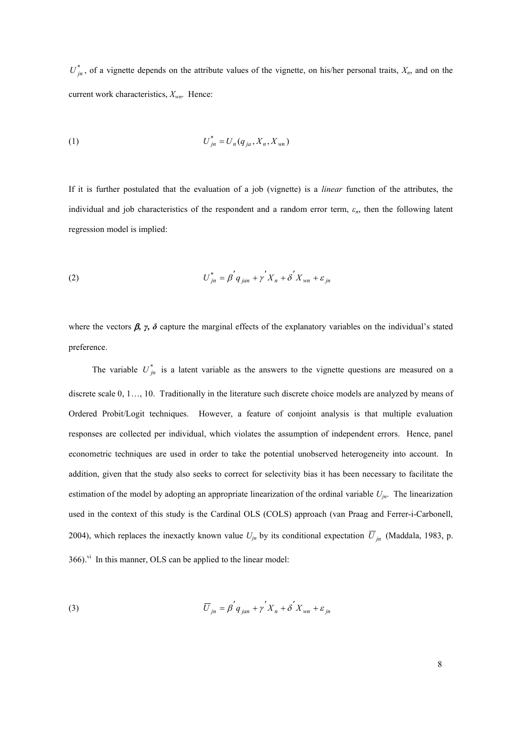$U^*_{jn}$, of a vignette depends on the attribute values of the vignette, on his/her personal traits, $X_n$, and on the current work characteristics, $X_{wn}$. Hence:

$$U^*_{jn} = U_n(q_{ja}, X_n, X_{wn}) \tag{1}$$

If it is further postulated that the evaluation of a job (vignette) is a *linear* function of the attributes, the individual and job characteristics of the respondent and a random error term, $\varepsilon_n$, then the following latent regression model is implied:

$$U^*_{jn} = \beta' q_{jan} + \gamma' X_n + \delta' X_{wn} + \varepsilon_{jn} \tag{2}$$

where the vectors $\boldsymbol{\beta}, \boldsymbol{\gamma}, \boldsymbol{\delta}$ capture the marginal effects of the explanatory variables on the individual's stated preference.

The variable $U^*_{jn}$ is a latent variable as the answers to the vignette questions are measured on a discrete scale 0, 1…, 10. Traditionally in the literature such discrete choice models are analyzed by means of Ordered Probit/Logit techniques. However, a feature of conjoint analysis is that multiple evaluation responses are collected per individual, which violates the assumption of independent errors. Hence, panel econometric techniques are used in order to take the potential unobserved heterogeneity into account. In addition, given that the study also seeks to correct for selectivity bias it has been necessary to facilitate the estimation of the model by adopting an appropriate linearization of the ordinal variable $U_{jn}$. The linearization used in the context of this study is the Cardinal OLS (COLS) approach (van Praag and Ferrer-i-Carbonell, 2004), which replaces the inexactly known value $U_{jn}$ by its conditional expectation $\overline{U}_{jn}$ (Maddala, 1983, p. 366).[vi] In this manner, OLS can be applied to the linear model:

$$\overline{U}_{jn} = \beta' q_{jan} + \gamma' X_n + \delta' X_{wn} + \varepsilon_{jn} \tag{3}$$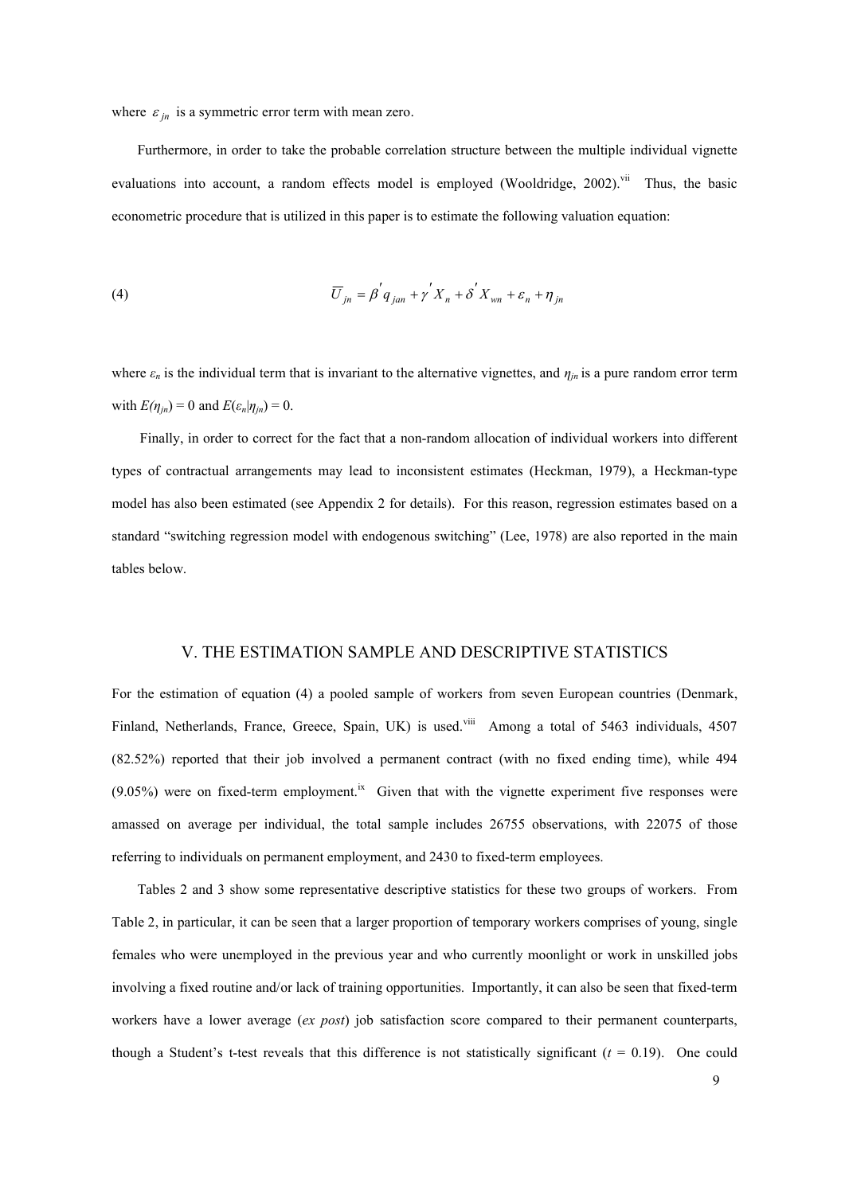where $\varepsilon_{jn}$ is a symmetric error term with mean zero.

Furthermore, in order to take the probable correlation structure between the multiple individual vignette evaluations into account, a random effects model is employed (Wooldridge, 2002).[vii] Thus, the basic econometric procedure that is utilized in this paper is to estimate the following valuation equation:

$$\overline{U}_{jn} = \beta' q_{jan} + \gamma' X_n + \delta' X_{wn} + \varepsilon_n + \eta_{jn} \tag{4}$$

where $\varepsilon_n$ is the individual term that is invariant to the alternative vignettes, and $\eta_{jn}$ is a pure random error term with $E(\eta_{jn}) = 0$ and $E(\varepsilon_n|\eta_{jn}) = 0$.

Finally, in order to correct for the fact that a non-random allocation of individual workers into different types of contractual arrangements may lead to inconsistent estimates (Heckman, 1979), a Heckman-type model has also been estimated (see Appendix 2 for details). For this reason, regression estimates based on a standard "switching regression model with endogenous switching" (Lee, 1978) are also reported in the main tables below.

## V. THE ESTIMATION SAMPLE AND DESCRIPTIVE STATISTICS

For the estimation of equation (4) a pooled sample of workers from seven European countries (Denmark, Finland, Netherlands, France, Greece, Spain, UK) is used.[viii] Among a total of 5463 individuals, 4507 (82.52%) reported that their job involved a permanent contract (with no fixed ending time), while 494 (9.05%) were on fixed-term employment.[ix] Given that with the vignette experiment five responses were amassed on average per individual, the total sample includes 26755 observations, with 22075 of those referring to individuals on permanent employment, and 2430 to fixed-term employees.

Tables 2 and 3 show some representative descriptive statistics for these two groups of workers. From Table 2, in particular, it can be seen that a larger proportion of temporary workers comprises of young, single females who were unemployed in the previous year and who currently moonlight or work in unskilled jobs involving a fixed routine and/or lack of training opportunities. Importantly, it can also be seen that fixed-term workers have a lower average (*ex post*) job satisfaction score compared to their permanent counterparts, though a Student's t-test reveals that this difference is not statistically significant ($t$ = 0.19). One could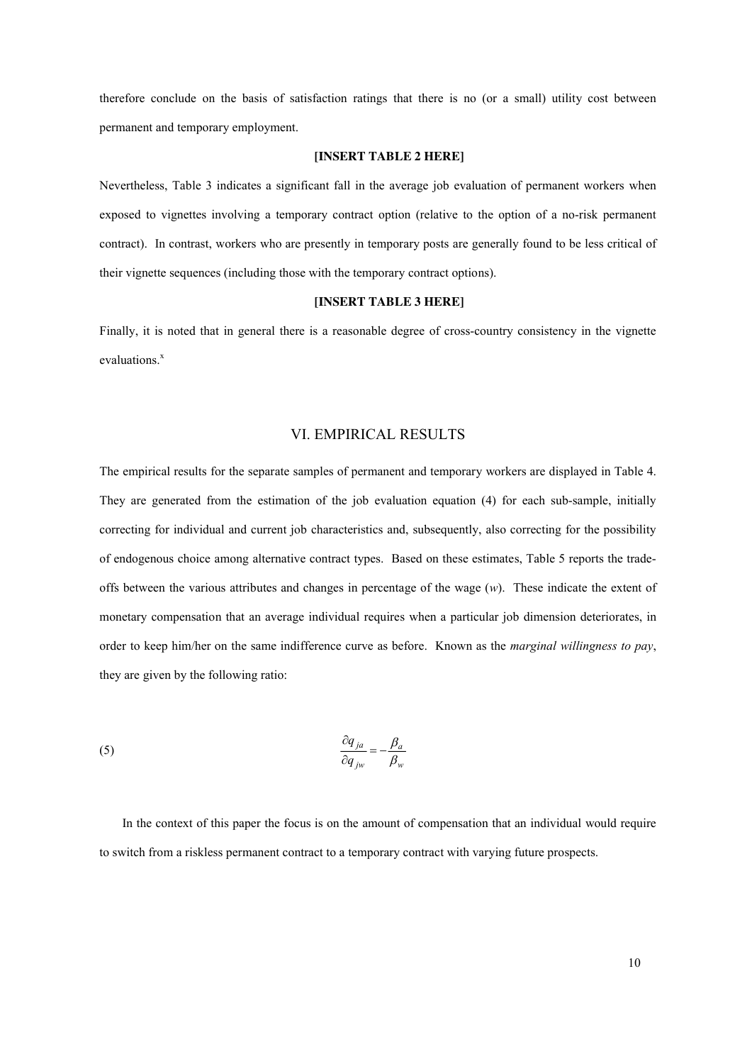therefore conclude on the basis of satisfaction ratings that there is no (or a small) utility cost between permanent and temporary employment.

**[INSERT TABLE 2 HERE]**

Nevertheless, Table 3 indicates a significant fall in the average job evaluation of permanent workers when exposed to vignettes involving a temporary contract option (relative to the option of a no-risk permanent contract). In contrast, workers who are presently in temporary posts are generally found to be less critical of their vignette sequences (including those with the temporary contract options).

**[INSERT TABLE 3 HERE]**

Finally, it is noted that in general there is a reasonable degree of cross-country consistency in the vignette evaluations.[x]

## VI. EMPIRICAL RESULTS

The empirical results for the separate samples of permanent and temporary workers are displayed in Table 4. They are generated from the estimation of the job evaluation equation (4) for each sub-sample, initially correcting for individual and current job characteristics and, subsequently, also correcting for the possibility of endogenous choice among alternative contract types. Based on these estimates, Table 5 reports the trade-offs between the various attributes and changes in percentage of the wage ($w$). These indicate the extent of monetary compensation that an average individual requires when a particular job dimension deteriorates, in order to keep him/her on the same indifference curve as before. Known as the *marginal willingness to pay*, they are given by the following ratio:

$$\frac{\partial q_{ja}}{\partial q_{jw}} = -\frac{\beta_a}{\beta_w} \tag{5}$$

In the context of this paper the focus is on the amount of compensation that an individual would require to switch from a riskless permanent contract to a temporary contract with varying future prospects.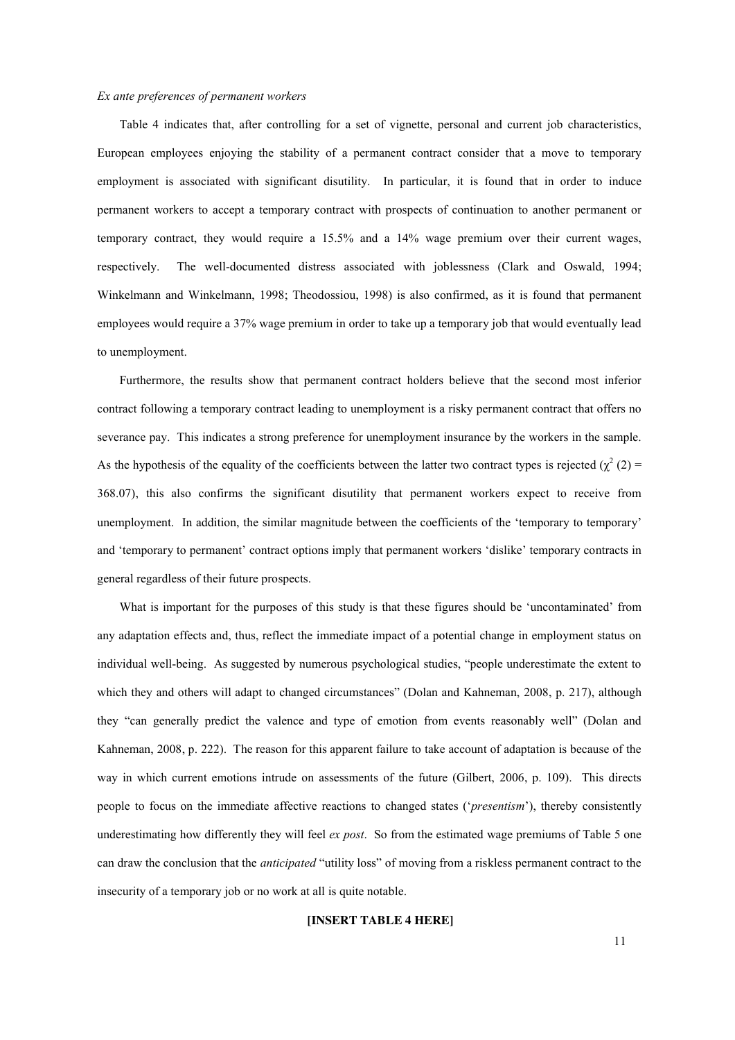*Ex ante preferences of permanent workers*

Table 4 indicates that, after controlling for a set of vignette, personal and current job characteristics, European employees enjoying the stability of a permanent contract consider that a move to temporary employment is associated with significant disutility. In particular, it is found that in order to induce permanent workers to accept a temporary contract with prospects of continuation to another permanent or temporary contract, they would require a 15.5% and a 14% wage premium over their current wages, respectively. The well-documented distress associated with joblessness (Clark and Oswald, 1994; Winkelmann and Winkelmann, 1998; Theodossiou, 1998) is also confirmed, as it is found that permanent employees would require a 37% wage premium in order to take up a temporary job that would eventually lead to unemployment.

Furthermore, the results show that permanent contract holders believe that the second most inferior contract following a temporary contract leading to unemployment is a risky permanent contract that offers no severance pay. This indicates a strong preference for unemployment insurance by the workers in the sample. As the hypothesis of the equality of the coefficients between the latter two contract types is rejected ($\chi^2$ (2) = 368.07), this also confirms the significant disutility that permanent workers expect to receive from unemployment. In addition, the similar magnitude between the coefficients of the 'temporary to temporary' and 'temporary to permanent' contract options imply that permanent workers 'dislike' temporary contracts in general regardless of their future prospects.

What is important for the purposes of this study is that these figures should be 'uncontaminated' from any adaptation effects and, thus, reflect the immediate impact of a potential change in employment status on individual well-being. As suggested by numerous psychological studies, "people underestimate the extent to which they and others will adapt to changed circumstances" (Dolan and Kahneman, 2008, p. 217), although they "can generally predict the valence and type of emotion from events reasonably well" (Dolan and Kahneman, 2008, p. 222). The reason for this apparent failure to take account of adaptation is because of the way in which current emotions intrude on assessments of the future (Gilbert, 2006, p. 109). This directs people to focus on the immediate affective reactions to changed states ('*presentism*'), thereby consistently underestimating how differently they will feel *ex post*. So from the estimated wage premiums of Table 5 one can draw the conclusion that the *anticipated* "utility loss" of moving from a riskless permanent contract to the insecurity of a temporary job or no work at all is quite notable.

**[INSERT TABLE 4 HERE]**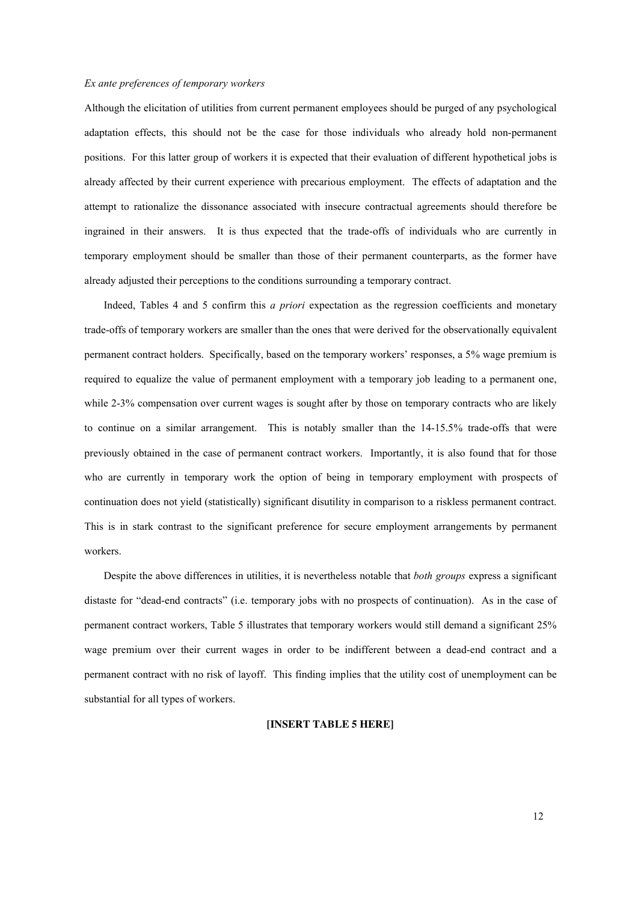*Ex ante preferences of temporary workers*

Although the elicitation of utilities from current permanent employees should be purged of any psychological adaptation effects, this should not be the case for those individuals who already hold non-permanent positions. For this latter group of workers it is expected that their evaluation of different hypothetical jobs is already affected by their current experience with precarious employment. The effects of adaptation and the attempt to rationalize the dissonance associated with insecure contractual agreements should therefore be ingrained in their answers. It is thus expected that the trade-offs of individuals who are currently in temporary employment should be smaller than those of their permanent counterparts, as the former have already adjusted their perceptions to the conditions surrounding a temporary contract.

Indeed, Tables 4 and 5 confirm this *a priori* expectation as the regression coefficients and monetary trade-offs of temporary workers are smaller than the ones that were derived for the observationally equivalent permanent contract holders. Specifically, based on the temporary workers' responses, a 5% wage premium is required to equalize the value of permanent employment with a temporary job leading to a permanent one, while 2-3% compensation over current wages is sought after by those on temporary contracts who are likely to continue on a similar arrangement. This is notably smaller than the 14-15.5% trade-offs that were previously obtained in the case of permanent contract workers. Importantly, it is also found that for those who are currently in temporary work the option of being in temporary employment with prospects of continuation does not yield (statistically) significant disutility in comparison to a riskless permanent contract. This is in stark contrast to the significant preference for secure employment arrangements by permanent workers.

Despite the above differences in utilities, it is nevertheless notable that *both groups* express a significant distaste for "dead-end contracts" (i.e. temporary jobs with no prospects of continuation). As in the case of permanent contract workers, Table 5 illustrates that temporary workers would still demand a significant 25% wage premium over their current wages in order to be indifferent between a dead-end contract and a permanent contract with no risk of layoff. This finding implies that the utility cost of unemployment can be substantial for all types of workers.

**[INSERT TABLE 5 HERE]**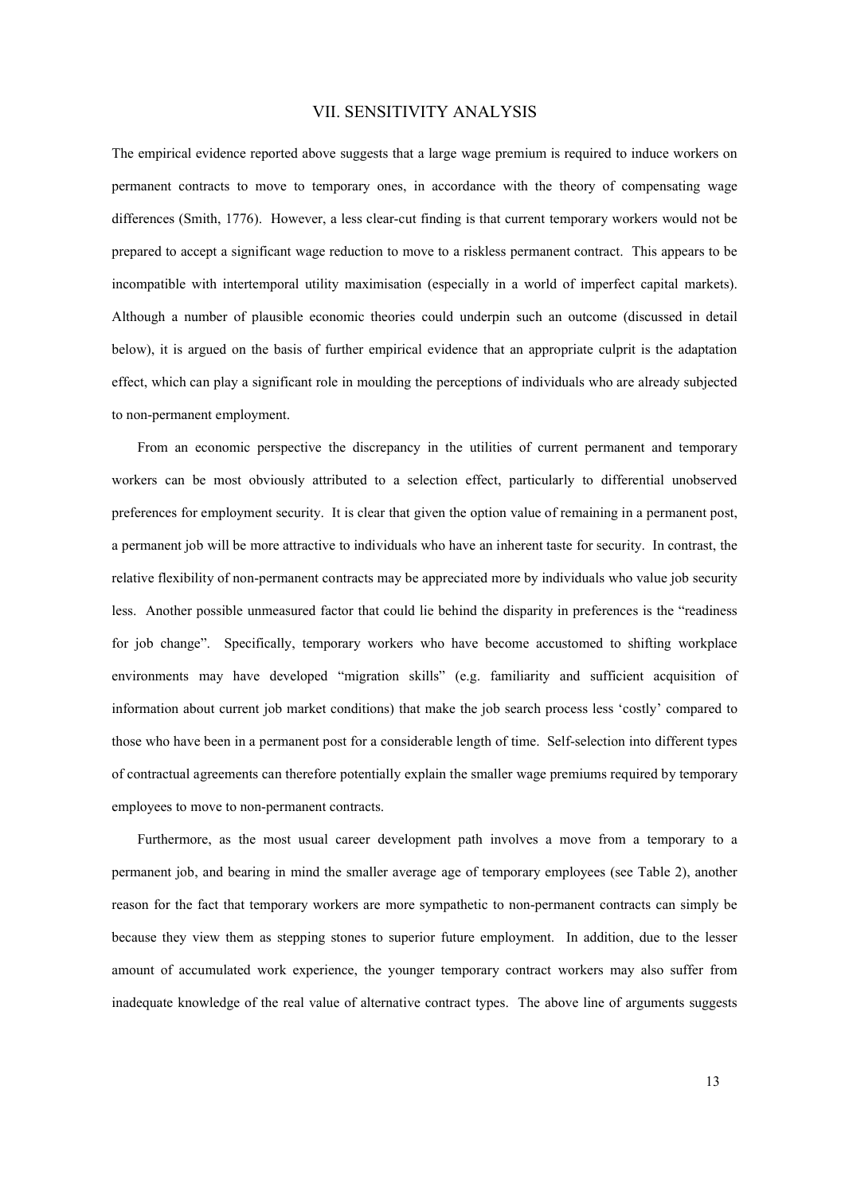## VII. SENSITIVITY ANALYSIS

The empirical evidence reported above suggests that a large wage premium is required to induce workers on permanent contracts to move to temporary ones, in accordance with the theory of compensating wage differences (Smith, 1776). However, a less clear-cut finding is that current temporary workers would not be prepared to accept a significant wage reduction to move to a riskless permanent contract. This appears to be incompatible with intertemporal utility maximisation (especially in a world of imperfect capital markets). Although a number of plausible economic theories could underpin such an outcome (discussed in detail below), it is argued on the basis of further empirical evidence that an appropriate culprit is the adaptation effect, which can play a significant role in moulding the perceptions of individuals who are already subjected to non-permanent employment.

From an economic perspective the discrepancy in the utilities of current permanent and temporary workers can be most obviously attributed to a selection effect, particularly to differential unobserved preferences for employment security. It is clear that given the option value of remaining in a permanent post, a permanent job will be more attractive to individuals who have an inherent taste for security. In contrast, the relative flexibility of non-permanent contracts may be appreciated more by individuals who value job security less. Another possible unmeasured factor that could lie behind the disparity in preferences is the "readiness for job change". Specifically, temporary workers who have become accustomed to shifting workplace environments may have developed "migration skills" (e.g. familiarity and sufficient acquisition of information about current job market conditions) that make the job search process less 'costly' compared to those who have been in a permanent post for a considerable length of time. Self-selection into different types of contractual agreements can therefore potentially explain the smaller wage premiums required by temporary employees to move to non-permanent contracts.

Furthermore, as the most usual career development path involves a move from a temporary to a permanent job, and bearing in mind the smaller average age of temporary employees (see Table 2), another reason for the fact that temporary workers are more sympathetic to non-permanent contracts can simply be because they view them as stepping stones to superior future employment. In addition, due to the lesser amount of accumulated work experience, the younger temporary contract workers may also suffer from inadequate knowledge of the real value of alternative contract types. The above line of arguments suggests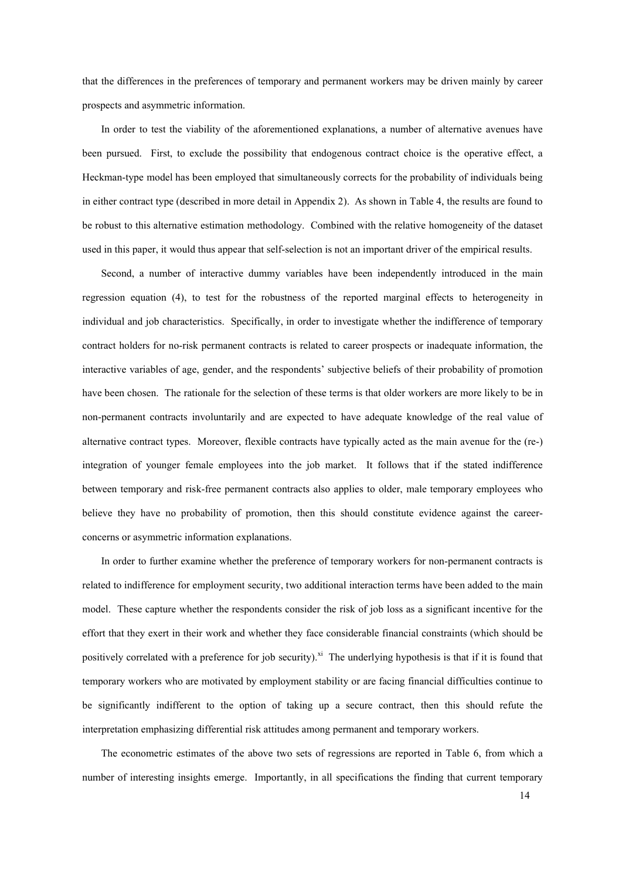that the differences in the preferences of temporary and permanent workers may be driven mainly by career prospects and asymmetric information.

In order to test the viability of the aforementioned explanations, a number of alternative avenues have been pursued. First, to exclude the possibility that endogenous contract choice is the operative effect, a Heckman-type model has been employed that simultaneously corrects for the probability of individuals being in either contract type (described in more detail in Appendix 2). As shown in Table 4, the results are found to be robust to this alternative estimation methodology. Combined with the relative homogeneity of the dataset used in this paper, it would thus appear that self-selection is not an important driver of the empirical results.

Second, a number of interactive dummy variables have been independently introduced in the main regression equation (4), to test for the robustness of the reported marginal effects to heterogeneity in individual and job characteristics. Specifically, in order to investigate whether the indifference of temporary contract holders for no-risk permanent contracts is related to career prospects or inadequate information, the interactive variables of age, gender, and the respondents' subjective beliefs of their probability of promotion have been chosen. The rationale for the selection of these terms is that older workers are more likely to be in non-permanent contracts involuntarily and are expected to have adequate knowledge of the real value of alternative contract types. Moreover, flexible contracts have typically acted as the main avenue for the (re-) integration of younger female employees into the job market. It follows that if the stated indifference between temporary and risk-free permanent contracts also applies to older, male temporary employees who believe they have no probability of promotion, then this should constitute evidence against the career-concerns or asymmetric information explanations.

In order to further examine whether the preference of temporary workers for non-permanent contracts is related to indifference for employment security, two additional interaction terms have been added to the main model. These capture whether the respondents consider the risk of job loss as a significant incentive for the effort that they exert in their work and whether they face considerable financial constraints (which should be positively correlated with a preference for job security).[xi] The underlying hypothesis is that if it is found that temporary workers who are motivated by employment stability or are facing financial difficulties continue to be significantly indifferent to the option of taking up a secure contract, then this should refute the interpretation emphasizing differential risk attitudes among permanent and temporary workers.

The econometric estimates of the above two sets of regressions are reported in Table 6, from which a number of interesting insights emerge. Importantly, in all specifications the finding that current temporary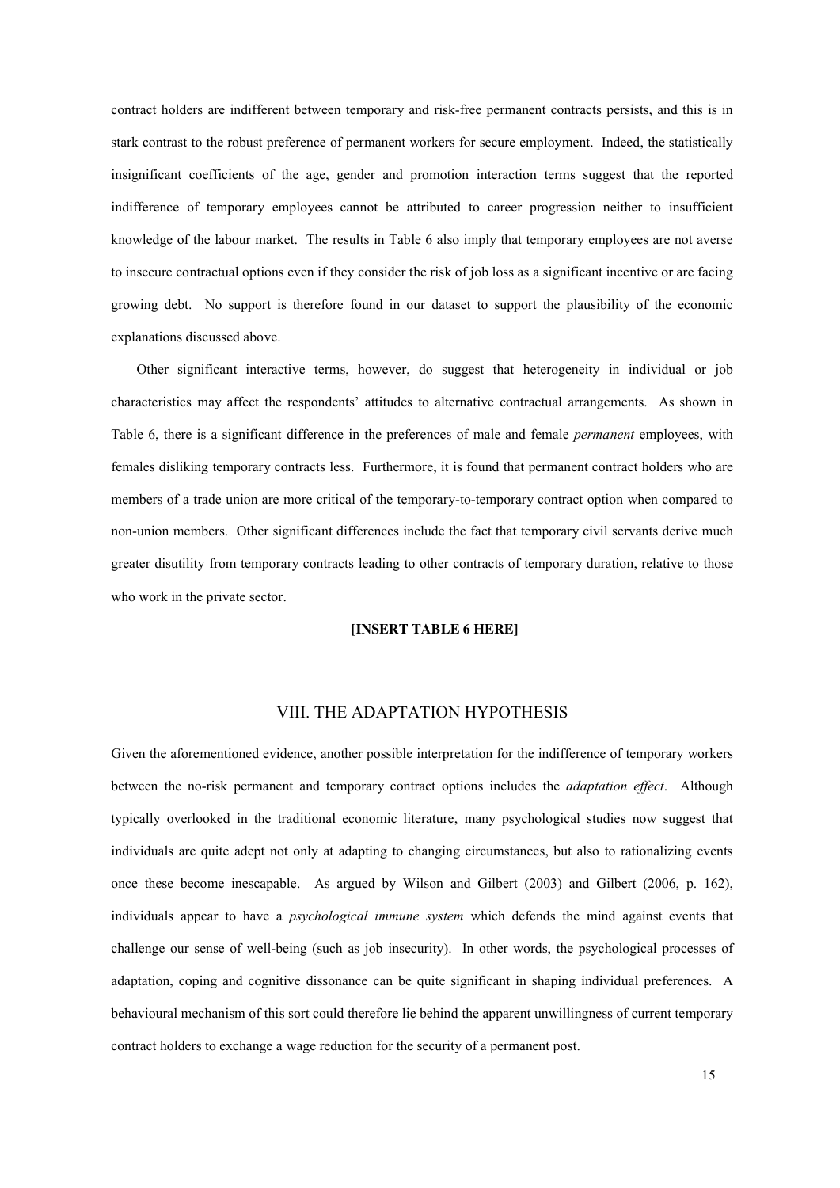contract holders are indifferent between temporary and risk-free permanent contracts persists, and this is in stark contrast to the robust preference of permanent workers for secure employment. Indeed, the statistically insignificant coefficients of the age, gender and promotion interaction terms suggest that the reported indifference of temporary employees cannot be attributed to career progression neither to insufficient knowledge of the labour market. The results in Table 6 also imply that temporary employees are not averse to insecure contractual options even if they consider the risk of job loss as a significant incentive or are facing growing debt. No support is therefore found in our dataset to support the plausibility of the economic explanations discussed above.

Other significant interactive terms, however, do suggest that heterogeneity in individual or job characteristics may affect the respondents' attitudes to alternative contractual arrangements. As shown in Table 6, there is a significant difference in the preferences of male and female *permanent* employees, with females disliking temporary contracts less. Furthermore, it is found that permanent contract holders who are members of a trade union are more critical of the temporary-to-temporary contract option when compared to non-union members. Other significant differences include the fact that temporary civil servants derive much greater disutility from temporary contracts leading to other contracts of temporary duration, relative to those who work in the private sector.

**[INSERT TABLE 6 HERE]**

## VIII. THE ADAPTATION HYPOTHESIS

Given the aforementioned evidence, another possible interpretation for the indifference of temporary workers between the no-risk permanent and temporary contract options includes the *adaptation effect*. Although typically overlooked in the traditional economic literature, many psychological studies now suggest that individuals are quite adept not only at adapting to changing circumstances, but also to rationalizing events once these become inescapable. As argued by Wilson and Gilbert (2003) and Gilbert (2006, p. 162), individuals appear to have a *psychological immune system* which defends the mind against events that challenge our sense of well-being (such as job insecurity). In other words, the psychological processes of adaptation, coping and cognitive dissonance can be quite significant in shaping individual preferences. A behavioural mechanism of this sort could therefore lie behind the apparent unwillingness of current temporary contract holders to exchange a wage reduction for the security of a permanent post.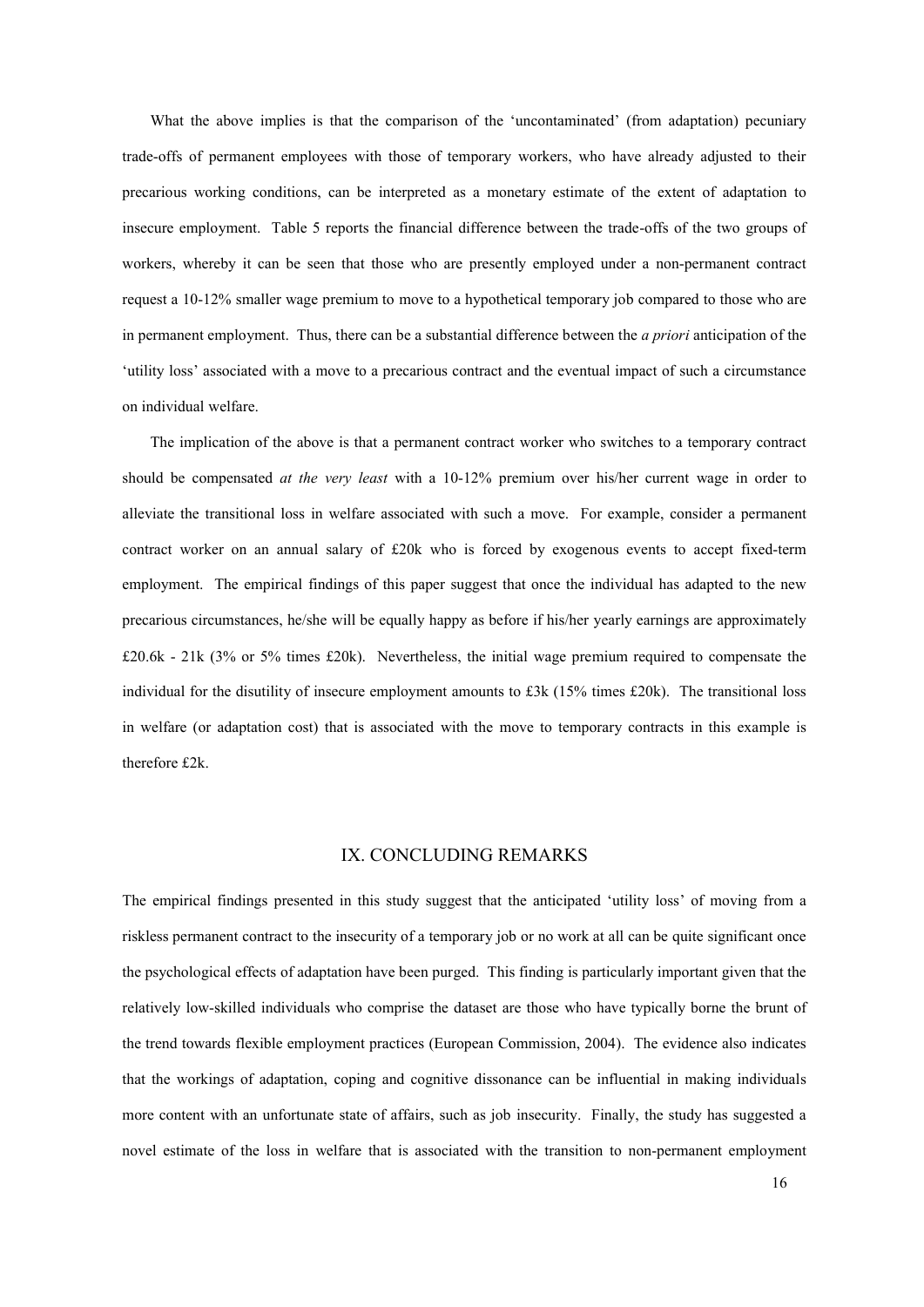What the above implies is that the comparison of the 'uncontaminated' (from adaptation) pecuniary trade-offs of permanent employees with those of temporary workers, who have already adjusted to their precarious working conditions, can be interpreted as a monetary estimate of the extent of adaptation to insecure employment. Table 5 reports the financial difference between the trade-offs of the two groups of workers, whereby it can be seen that those who are presently employed under a non-permanent contract request a 10-12% smaller wage premium to move to a hypothetical temporary job compared to those who are in permanent employment. Thus, there can be a substantial difference between the *a priori* anticipation of the 'utility loss' associated with a move to a precarious contract and the eventual impact of such a circumstance on individual welfare.

The implication of the above is that a permanent contract worker who switches to a temporary contract should be compensated *at the very least* with a 10-12% premium over his/her current wage in order to alleviate the transitional loss in welfare associated with such a move. For example, consider a permanent contract worker on an annual salary of £20k who is forced by exogenous events to accept fixed-term employment. The empirical findings of this paper suggest that once the individual has adapted to the new precarious circumstances, he/she will be equally happy as before if his/her yearly earnings are approximately £20.6k - 21k (3% or 5% times £20k). Nevertheless, the initial wage premium required to compensate the individual for the disutility of insecure employment amounts to £3k (15% times £20k). The transitional loss in welfare (or adaptation cost) that is associated with the move to temporary contracts in this example is therefore £2k.

## IX. CONCLUDING REMARKS

The empirical findings presented in this study suggest that the anticipated 'utility loss' of moving from a riskless permanent contract to the insecurity of a temporary job or no work at all can be quite significant once the psychological effects of adaptation have been purged. This finding is particularly important given that the relatively low-skilled individuals who comprise the dataset are those who have typically borne the brunt of the trend towards flexible employment practices (European Commission, 2004). The evidence also indicates that the workings of adaptation, coping and cognitive dissonance can be influential in making individuals more content with an unfortunate state of affairs, such as job insecurity. Finally, the study has suggested a novel estimate of the loss in welfare that is associated with the transition to non-permanent employment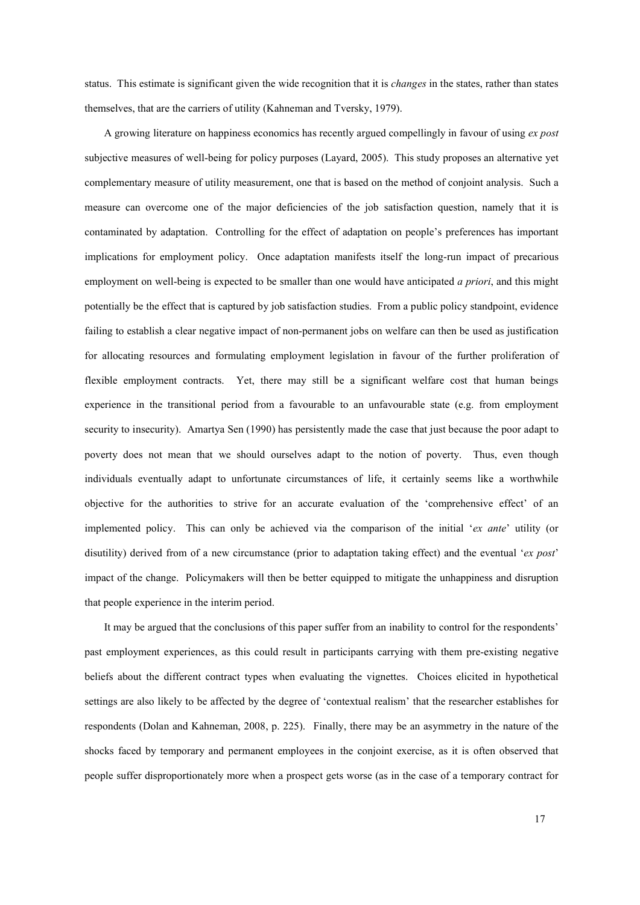status. This estimate is significant given the wide recognition that it is *changes* in the states, rather than states themselves, that are the carriers of utility (Kahneman and Tversky, 1979).

A growing literature on happiness economics has recently argued compellingly in favour of using *ex post* subjective measures of well-being for policy purposes (Layard, 2005). This study proposes an alternative yet complementary measure of utility measurement, one that is based on the method of conjoint analysis. Such a measure can overcome one of the major deficiencies of the job satisfaction question, namely that it is contaminated by adaptation. Controlling for the effect of adaptation on people's preferences has important implications for employment policy. Once adaptation manifests itself the long-run impact of precarious employment on well-being is expected to be smaller than one would have anticipated *a priori*, and this might potentially be the effect that is captured by job satisfaction studies. From a public policy standpoint, evidence failing to establish a clear negative impact of non-permanent jobs on welfare can then be used as justification for allocating resources and formulating employment legislation in favour of the further proliferation of flexible employment contracts. Yet, there may still be a significant welfare cost that human beings experience in the transitional period from a favourable to an unfavourable state (e.g. from employment security to insecurity). Amartya Sen (1990) has persistently made the case that just because the poor adapt to poverty does not mean that we should ourselves adapt to the notion of poverty. Thus, even though individuals eventually adapt to unfortunate circumstances of life, it certainly seems like a worthwhile objective for the authorities to strive for an accurate evaluation of the 'comprehensive effect' of an implemented policy. This can only be achieved via the comparison of the initial '*ex ante*' utility (or disutility) derived from of a new circumstance (prior to adaptation taking effect) and the eventual '*ex post*' impact of the change. Policymakers will then be better equipped to mitigate the unhappiness and disruption that people experience in the interim period.

It may be argued that the conclusions of this paper suffer from an inability to control for the respondents' past employment experiences, as this could result in participants carrying with them pre-existing negative beliefs about the different contract types when evaluating the vignettes. Choices elicited in hypothetical settings are also likely to be affected by the degree of 'contextual realism' that the researcher establishes for respondents (Dolan and Kahneman, 2008, p. 225). Finally, there may be an asymmetry in the nature of the shocks faced by temporary and permanent employees in the conjoint exercise, as it is often observed that people suffer disproportionately more when a prospect gets worse (as in the case of a temporary contract for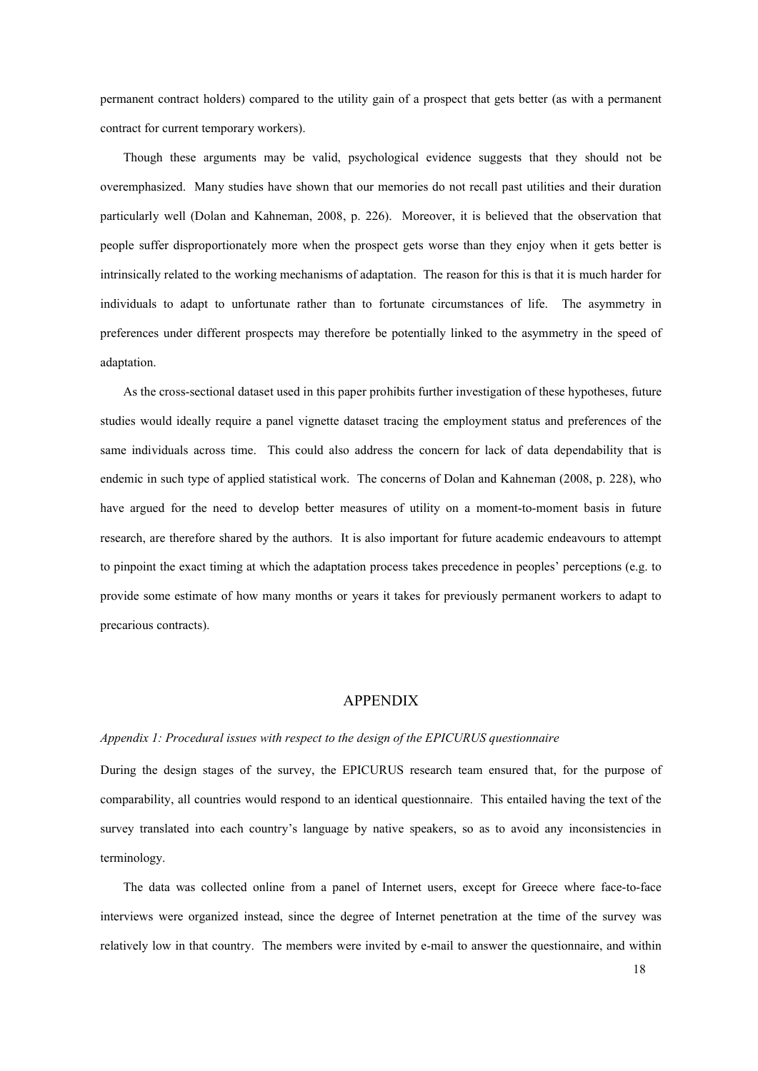permanent contract holders) compared to the utility gain of a prospect that gets better (as with a permanent contract for current temporary workers).

Though these arguments may be valid, psychological evidence suggests that they should not be overemphasized. Many studies have shown that our memories do not recall past utilities and their duration particularly well (Dolan and Kahneman, 2008, p. 226). Moreover, it is believed that the observation that people suffer disproportionately more when the prospect gets worse than they enjoy when it gets better is intrinsically related to the working mechanisms of adaptation. The reason for this is that it is much harder for individuals to adapt to unfortunate rather than to fortunate circumstances of life. The asymmetry in preferences under different prospects may therefore be potentially linked to the asymmetry in the speed of adaptation.

As the cross-sectional dataset used in this paper prohibits further investigation of these hypotheses, future studies would ideally require a panel vignette dataset tracing the employment status and preferences of the same individuals across time. This could also address the concern for lack of data dependability that is endemic in such type of applied statistical work. The concerns of Dolan and Kahneman (2008, p. 228), who have argued for the need to develop better measures of utility on a moment-to-moment basis in future research, are therefore shared by the authors. It is also important for future academic endeavours to attempt to pinpoint the exact timing at which the adaptation process takes precedence in peoples' perceptions (e.g. to provide some estimate of how many months or years it takes for previously permanent workers to adapt to precarious contracts).

# APPENDIX

*Appendix 1: Procedural issues with respect to the design of the EPICURUS questionnaire*

During the design stages of the survey, the EPICURUS research team ensured that, for the purpose of comparability, all countries would respond to an identical questionnaire. This entailed having the text of the survey translated into each country's language by native speakers, so as to avoid any inconsistencies in terminology.

The data was collected online from a panel of Internet users, except for Greece where face-to-face interviews were organized instead, since the degree of Internet penetration at the time of the survey was relatively low in that country. The members were invited by e-mail to answer the questionnaire, and within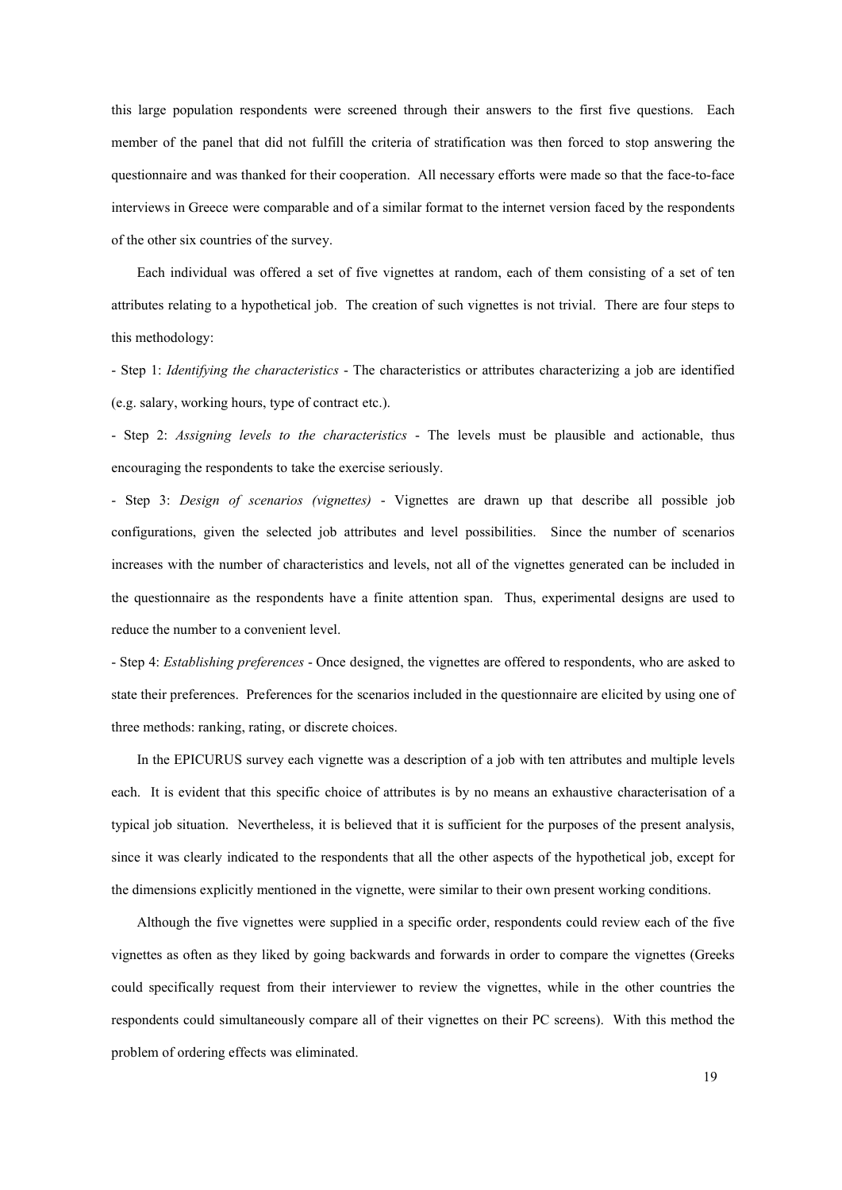this large population respondents were screened through their answers to the first five questions. Each member of the panel that did not fulfill the criteria of stratification was then forced to stop answering the questionnaire and was thanked for their cooperation. All necessary efforts were made so that the face-to-face interviews in Greece were comparable and of a similar format to the internet version faced by the respondents of the other six countries of the survey.

Each individual was offered a set of five vignettes at random, each of them consisting of a set of ten attributes relating to a hypothetical job. The creation of such vignettes is not trivial. There are four steps to this methodology:

- Step 1: *Identifying the characteristics* - The characteristics or attributes characterizing a job are identified (e.g. salary, working hours, type of contract etc.).

- Step 2: *Assigning levels to the characteristics* - The levels must be plausible and actionable, thus encouraging the respondents to take the exercise seriously.

- Step 3: *Design of scenarios (vignettes)* - Vignettes are drawn up that describe all possible job configurations, given the selected job attributes and level possibilities. Since the number of scenarios increases with the number of characteristics and levels, not all of the vignettes generated can be included in the questionnaire as the respondents have a finite attention span. Thus, experimental designs are used to reduce the number to a convenient level.

- Step 4: *Establishing preferences* - Once designed, the vignettes are offered to respondents, who are asked to state their preferences. Preferences for the scenarios included in the questionnaire are elicited by using one of three methods: ranking, rating, or discrete choices.

In the EPICURUS survey each vignette was a description of a job with ten attributes and multiple levels each. It is evident that this specific choice of attributes is by no means an exhaustive characterisation of a typical job situation. Nevertheless, it is believed that it is sufficient for the purposes of the present analysis, since it was clearly indicated to the respondents that all the other aspects of the hypothetical job, except for the dimensions explicitly mentioned in the vignette, were similar to their own present working conditions.

Although the five vignettes were supplied in a specific order, respondents could review each of the five vignettes as often as they liked by going backwards and forwards in order to compare the vignettes (Greeks could specifically request from their interviewer to review the vignettes, while in the other countries the respondents could simultaneously compare all of their vignettes on their PC screens). With this method the problem of ordering effects was eliminated.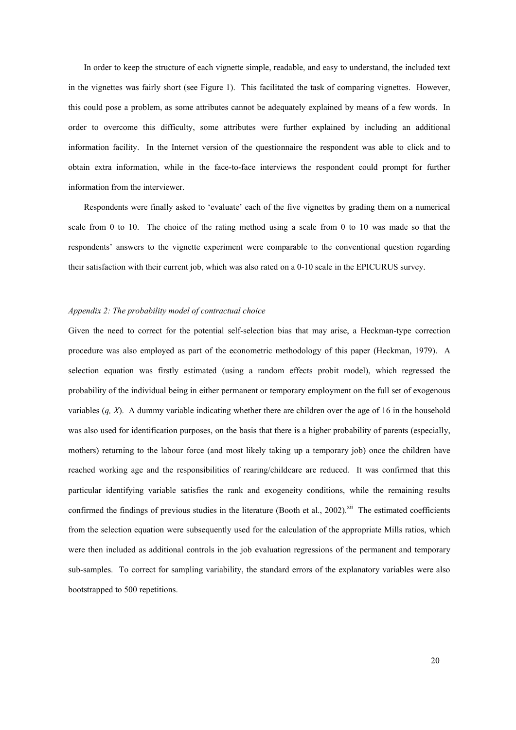In order to keep the structure of each vignette simple, readable, and easy to understand, the included text in the vignettes was fairly short (see Figure 1). This facilitated the task of comparing vignettes. However, this could pose a problem, as some attributes cannot be adequately explained by means of a few words. In order to overcome this difficulty, some attributes were further explained by including an additional information facility. In the Internet version of the questionnaire the respondent was able to click and to obtain extra information, while in the face-to-face interviews the respondent could prompt for further information from the interviewer.

Respondents were finally asked to 'evaluate' each of the five vignettes by grading them on a numerical scale from 0 to 10. The choice of the rating method using a scale from 0 to 10 was made so that the respondents' answers to the vignette experiment were comparable to the conventional question regarding their satisfaction with their current job, which was also rated on a 0-10 scale in the EPICURUS survey.

### *Appendix 2: The probability model of contractual choice*

Given the need to correct for the potential self-selection bias that may arise, a Heckman-type correction procedure was also employed as part of the econometric methodology of this paper (Heckman, 1979). A selection equation was firstly estimated (using a random effects probit model), which regressed the probability of the individual being in either permanent or temporary employment on the full set of exogenous variables ($q$, $X$). A dummy variable indicating whether there are children over the age of 16 in the household was also used for identification purposes, on the basis that there is a higher probability of parents (especially, mothers) returning to the labour force (and most likely taking up a temporary job) once the children have reached working age and the responsibilities of rearing/childcare are reduced. It was confirmed that this particular identifying variable satisfies the rank and exogeneity conditions, while the remaining results confirmed the findings of previous studies in the literature (Booth et al., 2002).[xii] The estimated coefficients from the selection equation were subsequently used for the calculation of the appropriate Mills ratios, which were then included as additional controls in the job evaluation regressions of the permanent and temporary sub-samples. To correct for sampling variability, the standard errors of the explanatory variables were also bootstrapped to 500 repetitions.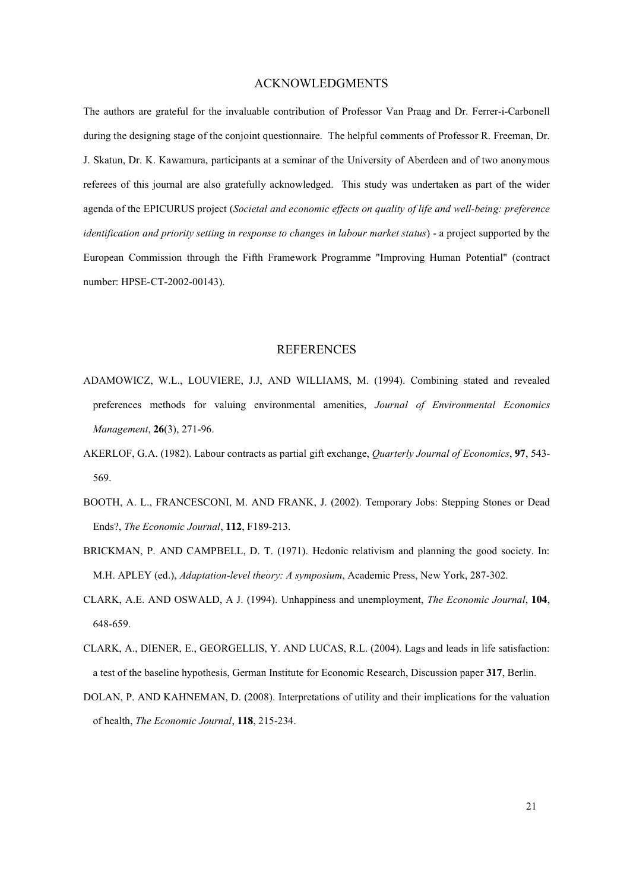## ACKNOWLEDGMENTS

The authors are grateful for the invaluable contribution of Professor Van Praag and Dr. Ferrer-i-Carbonell during the designing stage of the conjoint questionnaire. The helpful comments of Professor R. Freeman, Dr. J. Skatun, Dr. K. Kawamura, participants at a seminar of the University of Aberdeen and of two anonymous referees of this journal are also gratefully acknowledged. This study was undertaken as part of the wider agenda of the EPICURUS project (*Societal and economic effects on quality of life and well-being: preference identification and priority setting in response to changes in labour market status*) - a project supported by the European Commission through the Fifth Framework Programme "Improving Human Potential" (contract number: HPSE-CT-2002-00143).

## REFERENCES

ADAMOWICZ, W.L., LOUVIERE, J.J, AND WILLIAMS, M. (1994). Combining stated and revealed preferences methods for valuing environmental amenities, *Journal of Environmental Economics Management*, **26**(3), 271-96.

AKERLOF, G.A. (1982). Labour contracts as partial gift exchange, *Quarterly Journal of Economics*, **97**, 543-569.

BOOTH, A. L., FRANCESCONI, M. AND FRANK, J. (2002). Temporary Jobs: Stepping Stones or Dead Ends?, *The Economic Journal*, **112**, F189-213.

BRICKMAN, P. AND CAMPBELL, D. T. (1971). Hedonic relativism and planning the good society. In: M.H. APLEY (ed.), *Adaptation-level theory: A symposium*, Academic Press, New York, 287-302.

CLARK, A.E. AND OSWALD, A J. (1994). Unhappiness and unemployment, *The Economic Journal*, **104**, 648-659.

CLARK, A., DIENER, E., GEORGELLIS, Y. AND LUCAS, R.L. (2004). Lags and leads in life satisfaction: a test of the baseline hypothesis, German Institute for Economic Research, Discussion paper **317**, Berlin.

DOLAN, P. AND KAHNEMAN, D. (2008). Interpretations of utility and their implications for the valuation of health, *The Economic Journal*, **118**, 215-234.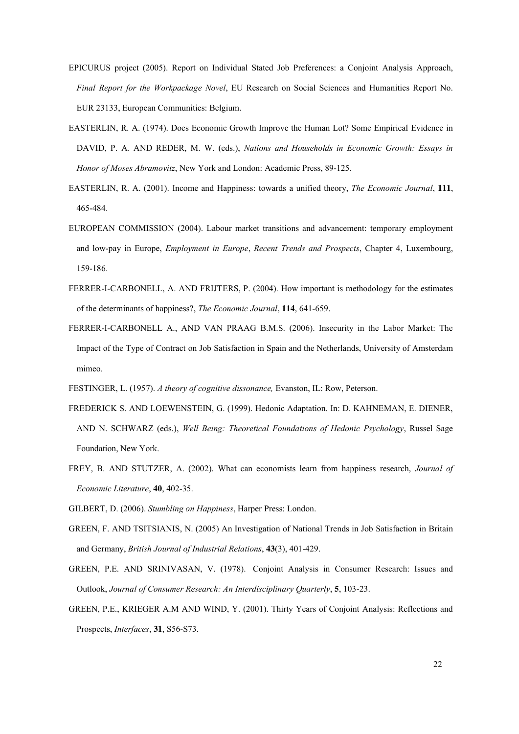EPICURUS project (2005). Report on Individual Stated Job Preferences: a Conjoint Analysis Approach, *Final Report for the Workpackage Novel*, EU Research on Social Sciences and Humanities Report No. EUR 23133, European Communities: Belgium.

EASTERLIN, R. A. (1974). Does Economic Growth Improve the Human Lot? Some Empirical Evidence in DAVID, P. A. AND REDER, M. W. (eds.), *Nations and Households in Economic Growth: Essays in Honor of Moses Abramovitz*, New York and London: Academic Press, 89-125.

EASTERLIN, R. A. (2001). Income and Happiness: towards a unified theory, *The Economic Journal*, **111**, 465-484.

EUROPEAN COMMISSION (2004). Labour market transitions and advancement: temporary employment and low-pay in Europe, *Employment in Europe*, *Recent Trends and Prospects*, Chapter 4, Luxembourg, 159-186.

FERRER-I-CARBONELL, A. AND FRIJTERS, P. (2004). How important is methodology for the estimates of the determinants of happiness?, *The Economic Journal*, **114**, 641-659.

FERRER-I-CARBONELL A., AND VAN PRAAG B.M.S. (2006). Insecurity in the Labor Market: The Impact of the Type of Contract on Job Satisfaction in Spain and the Netherlands, University of Amsterdam mimeo.

FESTINGER, L. (1957). *A theory of cognitive dissonance,* Evanston, IL: Row, Peterson.

FREDERICK S. AND LOEWENSTEIN, G. (1999). Hedonic Adaptation. In: D. KAHNEMAN, E. DIENER, AND N. SCHWARZ (eds.), *Well Being: Theoretical Foundations of Hedonic Psychology*, Russel Sage Foundation, New York.

FREY, B. AND STUTZER, A. (2002). What can economists learn from happiness research, *Journal of Economic Literature*, **40**, 402-35.

GILBERT, D. (2006). *Stumbling on Happiness*, Harper Press: London.

GREEN, F. AND TSITSIANIS, N. (2005) An Investigation of National Trends in Job Satisfaction in Britain and Germany, *British Journal of Industrial Relations*, **43**(3), 401-429.

GREEN, P.E. AND SRINIVASAN, V. (1978). Conjoint Analysis in Consumer Research: Issues and Outlook, *Journal of Consumer Research: An Interdisciplinary Quarterly*, **5**, 103-23.

GREEN, P.E., KRIEGER A.M AND WIND, Y. (2001). Thirty Years of Conjoint Analysis: Reflections and Prospects, *Interfaces*, **31**, S56-S73.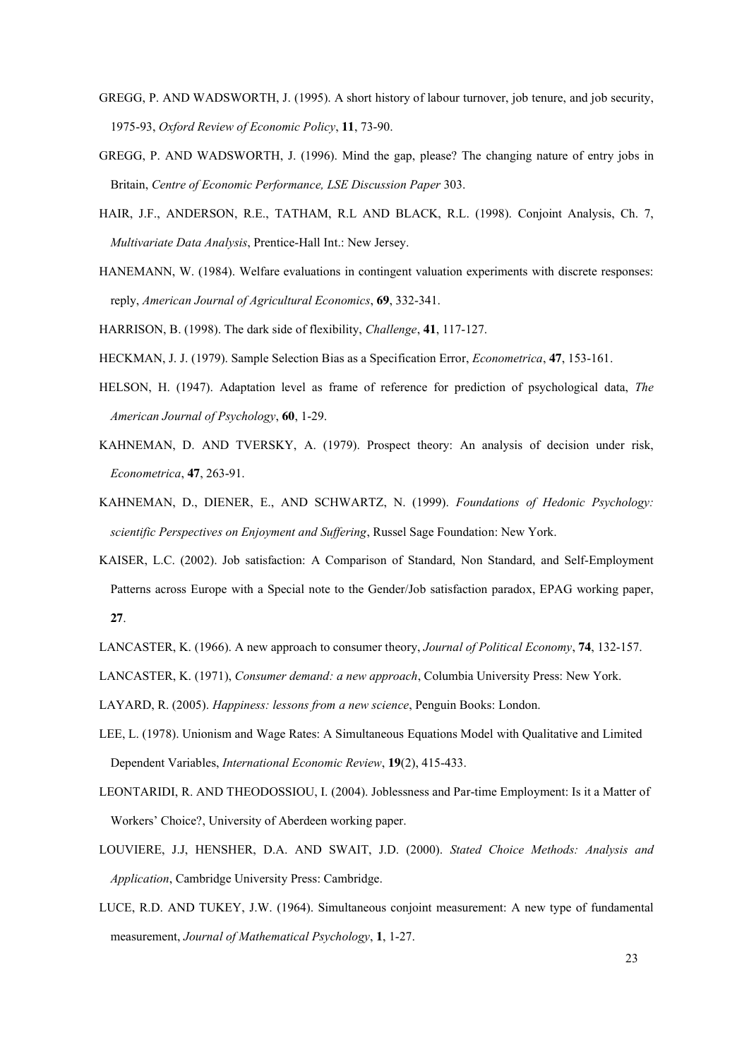GREGG, P. AND WADSWORTH, J. (1995). A short history of labour turnover, job tenure, and job security, 1975-93, *Oxford Review of Economic Policy*, **11**, 73-90.

GREGG, P. AND WADSWORTH, J. (1996). Mind the gap, please? The changing nature of entry jobs in Britain, *Centre of Economic Performance, LSE Discussion Paper* 303.

HAIR, J.F., ANDERSON, R.E., TATHAM, R.L AND BLACK, R.L. (1998). Conjoint Analysis, Ch. 7, *Multivariate Data Analysis*, Prentice-Hall Int.: New Jersey.

HANEMANN, W. (1984). Welfare evaluations in contingent valuation experiments with discrete responses: reply, *American Journal of Agricultural Economics*, **69**, 332-341.

HARRISON, B. (1998). The dark side of flexibility, *Challenge*, **41**, 117-127.

HECKMAN, J. J. (1979). Sample Selection Bias as a Specification Error, *Econometrica*, **47**, 153-161.

HELSON, H. (1947). Adaptation level as frame of reference for prediction of psychological data, *The American Journal of Psychology*, **60**, 1-29.

KAHNEMAN, D. AND TVERSKY, A. (1979). Prospect theory: An analysis of decision under risk, *Econometrica*, **47**, 263-91.

KAHNEMAN, D., DIENER, E., AND SCHWARTZ, N. (1999). *Foundations of Hedonic Psychology: scientific Perspectives on Enjoyment and Suffering*, Russel Sage Foundation: New York.

KAISER, L.C. (2002). Job satisfaction: A Comparison of Standard, Non Standard, and Self-Employment Patterns across Europe with a Special note to the Gender/Job satisfaction paradox, EPAG working paper, **27**.

LANCASTER, K. (1966). A new approach to consumer theory, *Journal of Political Economy*, **74**, 132-157.

LANCASTER, K. (1971), *Consumer demand: a new approach*, Columbia University Press: New York.

LAYARD, R. (2005). *Happiness: lessons from a new science*, Penguin Books: London.

LEE, L. (1978). Unionism and Wage Rates: A Simultaneous Equations Model with Qualitative and Limited Dependent Variables, *International Economic Review*, **19**(2), 415-433.

LEONTARIDI, R. AND THEODOSSIOU, I. (2004). Joblessness and Par-time Employment: Is it a Matter of Workers' Choice?, University of Aberdeen working paper.

LOUVIERE, J.J, HENSHER, D.A. AND SWAIT, J.D. (2000). *Stated Choice Methods: Analysis and Application*, Cambridge University Press: Cambridge.

LUCE, R.D. AND TUKEY, J.W. (1964). Simultaneous conjoint measurement: A new type of fundamental measurement, *Journal of Mathematical Psychology*, **1**, 1-27.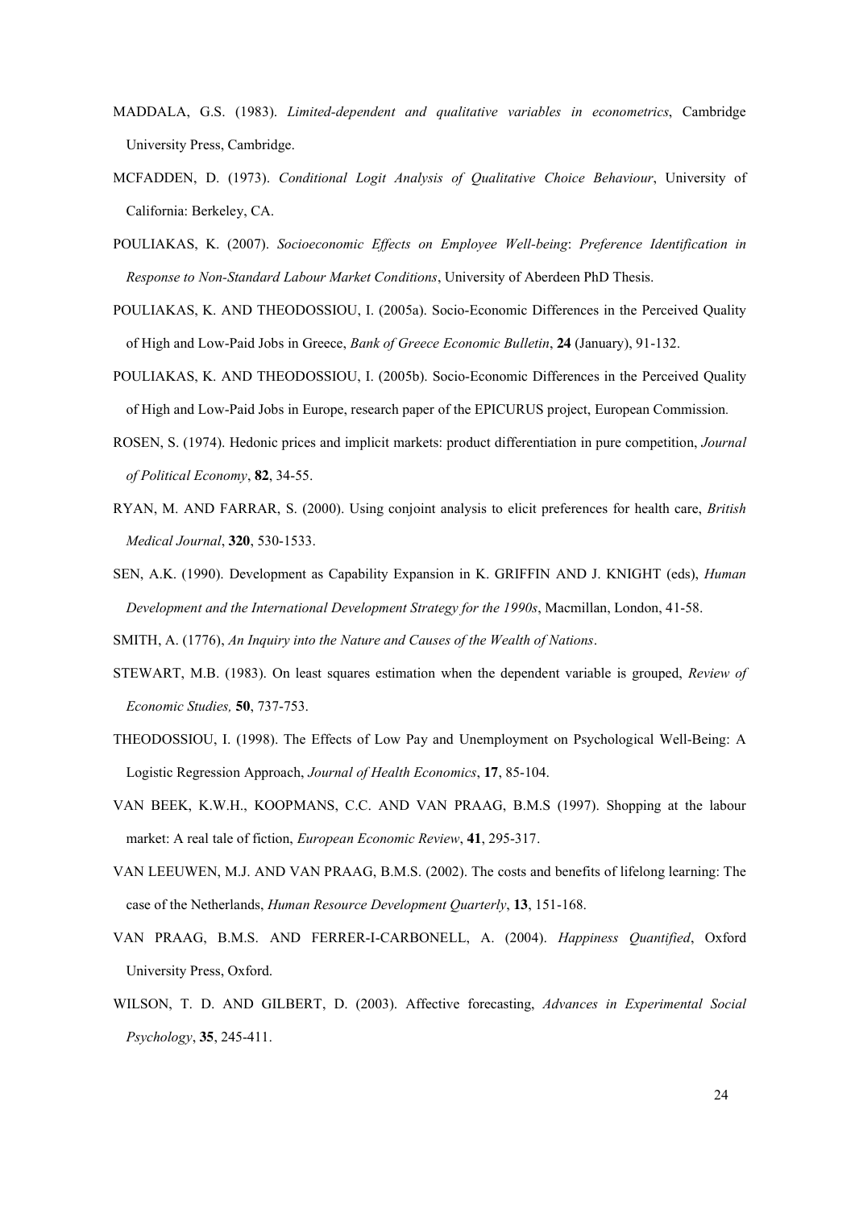MADDALA, G.S. (1983). *Limited-dependent and qualitative variables in econometrics*, Cambridge University Press, Cambridge.

MCFADDEN, D. (1973). *Conditional Logit Analysis of Qualitative Choice Behaviour*, University of California: Berkeley, CA.

POULIAKAS, K. (2007). *Socioeconomic Effects on Employee Well-being*: *Preference Identification in Response to Non-Standard Labour Market Conditions*, University of Aberdeen PhD Thesis.

POULIAKAS, K. AND THEODOSSIOU, I. (2005a). Socio-Economic Differences in the Perceived Quality of High and Low-Paid Jobs in Greece, *Bank of Greece Economic Bulletin*, **24** (January), 91-132.

POULIAKAS, K. AND THEODOSSIOU, I. (2005b). Socio-Economic Differences in the Perceived Quality of High and Low-Paid Jobs in Europe, research paper of the EPICURUS project, European Commission.

ROSEN, S. (1974). Hedonic prices and implicit markets: product differentiation in pure competition, *Journal of Political Economy*, **82**, 34-55.

RYAN, M. AND FARRAR, S. (2000). Using conjoint analysis to elicit preferences for health care, *British Medical Journal*, **320**, 530-1533.

SEN, A.K. (1990). Development as Capability Expansion in K. GRIFFIN AND J. KNIGHT (eds), *Human Development and the International Development Strategy for the 1990s*, Macmillan, London, 41-58.

SMITH, A. (1776), *An Inquiry into the Nature and Causes of the Wealth of Nations*.

STEWART, M.B. (1983). On least squares estimation when the dependent variable is grouped, *Review of Economic Studies,* **50**, 737-753.

THEODOSSIOU, I. (1998). The Effects of Low Pay and Unemployment on Psychological Well-Being: A Logistic Regression Approach, *Journal of Health Economics*, **17**, 85-104.

VAN BEEK, K.W.H., KOOPMANS, C.C. AND VAN PRAAG, B.M.S (1997). Shopping at the labour market: A real tale of fiction, *European Economic Review*, **41**, 295-317.

VAN LEEUWEN, M.J. AND VAN PRAAG, B.M.S. (2002). The costs and benefits of lifelong learning: The case of the Netherlands, *Human Resource Development Quarterly*, **13**, 151-168.

VAN PRAAG, B.M.S. AND FERRER-I-CARBONELL, A. (2004). *Happiness Quantified*, Oxford University Press, Oxford.

WILSON, T. D. AND GILBERT, D. (2003). Affective forecasting, *Advances in Experimental Social Psychology*, **35**, 245-411.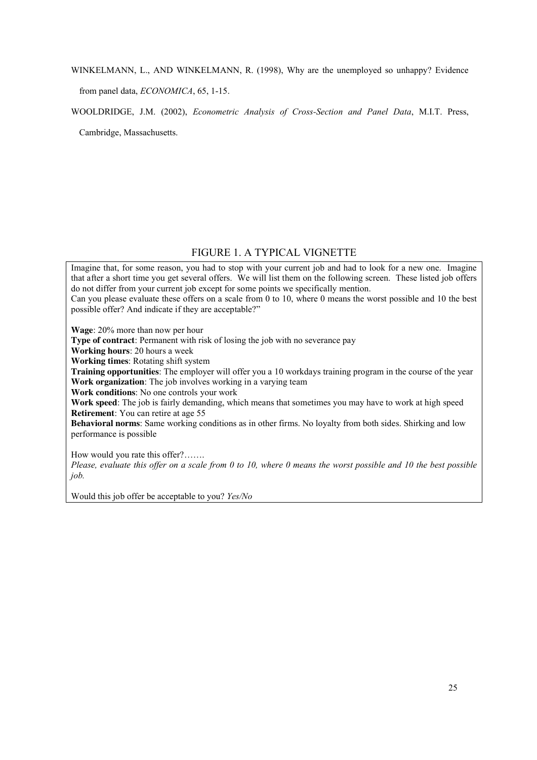WINKELMANN, L., AND WINKELMANN, R. (1998), Why are the unemployed so unhappy? Evidence from panel data, *ECONOMICA*, 65, 1-15.

WOOLDRIDGE, J.M. (2002), *Econometric Analysis of Cross-Section and Panel Data*, M.I.T. Press, Cambridge, Massachusetts.

## FIGURE 1. A TYPICAL VIGNETTE

Imagine that, for some reason, you had to stop with your current job and had to look for a new one. Imagine that after a short time you get several offers. We will list them on the following screen. These listed job offers do not differ from your current job except for some points we specifically mention.
Can you please evaluate these offers on a scale from 0 to 10, where 0 means the worst possible and 10 the best possible offer? And indicate if they are acceptable?"

**Wage**: 20% more than now per hour
**Type of contract**: Permanent with risk of losing the job with no severance pay
**Working hours**: 20 hours a week
**Working times**: Rotating shift system
**Training opportunities**: The employer will offer you a 10 workdays training program in the course of the year
**Work organization**: The job involves working in a varying team
**Work conditions**: No one controls your work
**Work speed**: The job is fairly demanding, which means that sometimes you may have to work at high speed
**Retirement**: You can retire at age 55
**Behavioral norms**: Same working conditions as in other firms. No loyalty from both sides. Shirking and low performance is possible

How would you rate this offer?…….
*Please, evaluate this offer on a scale from 0 to 10, where 0 means the worst possible and 10 the best possible job.*

Would this job offer be acceptable to you? *Yes/No*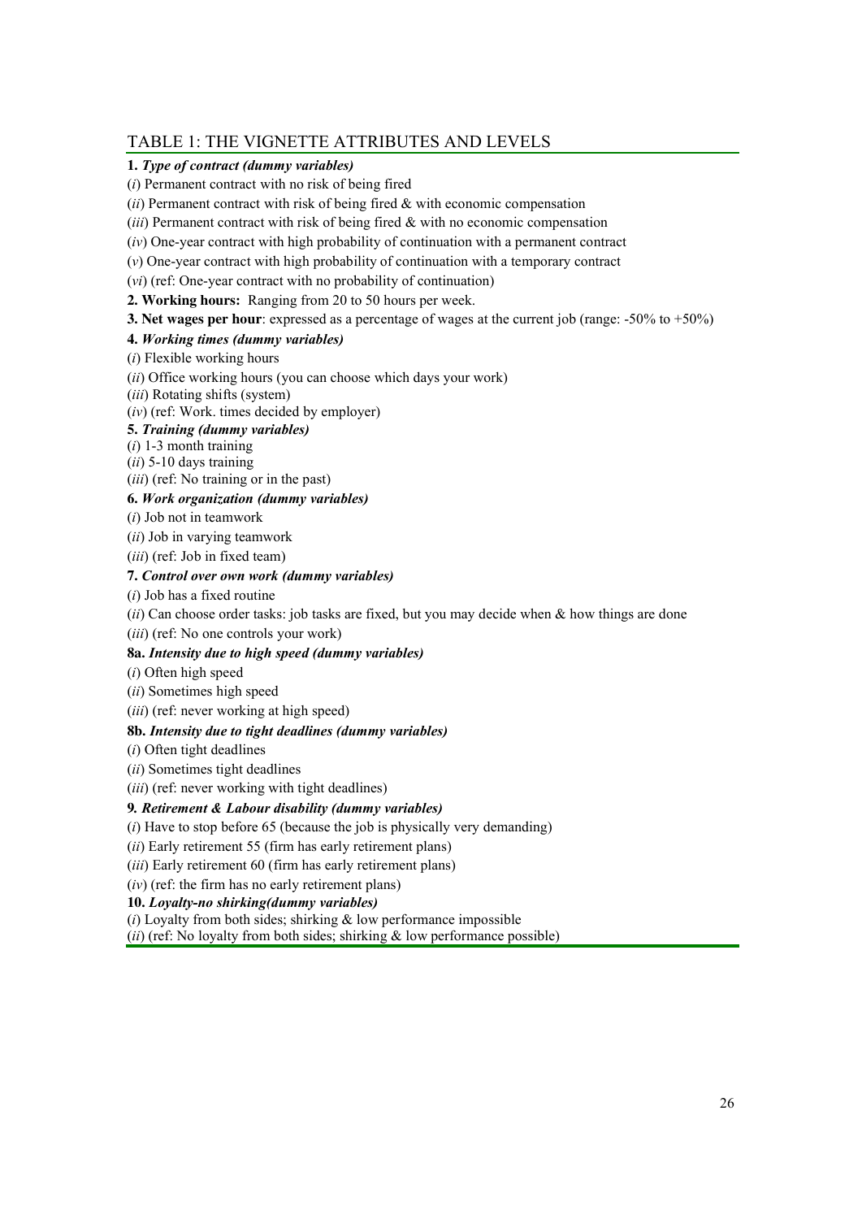## TABLE 1: THE VIGNETTE ATTRIBUTES AND LEVELS

**1.** ***Type of contract (dummy variables)***

(*i*) Permanent contract with no risk of being fired

(*ii*) Permanent contract with risk of being fired & with economic compensation

(*iii*) Permanent contract with risk of being fired & with no economic compensation

(*iv*) One-year contract with high probability of continuation with a permanent contract

(*v*) One-year contract with high probability of continuation with a temporary contract

(*vi*) (ref: One-year contract with no probability of continuation)

**2. Working hours:** Ranging from 20 to 50 hours per week.

**3. Net wages per hour**: expressed as a percentage of wages at the current job (range: -50% to +50%)

**4.** ***Working times (dummy variables)***

(*i*) Flexible working hours

(*ii*) Office working hours (you can choose which days your work)

(*iii*) Rotating shifts (system)

(*iv*) (ref: Work. times decided by employer)

**5.** ***Training (dummy variables)***

(*i*) 1-3 month training

(*ii*) 5-10 days training

(*iii*) (ref: No training or in the past)

**6.** ***Work organization (dummy variables)***

(*i*) Job not in teamwork

(*ii*) Job in varying teamwork

(*iii*) (ref: Job in fixed team)

**7.** ***Control over own work (dummy variables)***

(*i*) Job has a fixed routine

(*ii*) Can choose order tasks: job tasks are fixed, but you may decide when & how things are done

(*iii*) (ref: No one controls your work)

**8a.** ***Intensity due to high speed (dummy variables)***

(*i*) Often high speed

(*ii*) Sometimes high speed

(*iii*) (ref: never working at high speed)

**8b.** ***Intensity due to tight deadlines (dummy variables)***

(*i*) Often tight deadlines

(*ii*) Sometimes tight deadlines

(*iii*) (ref: never working with tight deadlines)

**9.** ***Retirement & Labour disability (dummy variables)***

(*i*) Have to stop before 65 (because the job is physically very demanding)

(*ii*) Early retirement 55 (firm has early retirement plans)

(*iii*) Early retirement 60 (firm has early retirement plans)

(*iv*) (ref: the firm has no early retirement plans)

**10.** ***Loyalty-no shirking(dummy variables)***

(*i*) Loyalty from both sides; shirking & low performance impossible

(*ii*) (ref: No loyalty from both sides; shirking & low performance possible)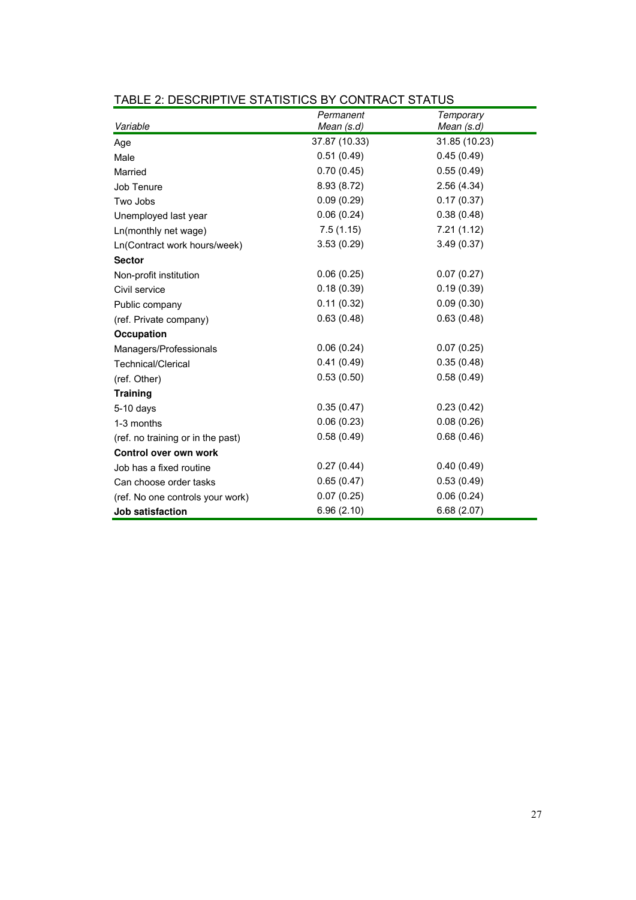TABLE 2: DESCRIPTIVE STATISTICS BY CONTRACT STATUS

| *Variable* | *Permanent* *Mean (s.d)* | *Temporary* *Mean (s.d)* |
|---|---|---|
| Age | 37.87 (10.33) | 31.85 (10.23) |
| Male | 0.51 (0.49) | 0.45 (0.49) |
| Married | 0.70 (0.45) | 0.55 (0.49) |
| Job Tenure | 8.93 (8.72) | 2.56 (4.34) |
| Two Jobs | 0.09 (0.29) | 0.17 (0.37) |
| Unemployed last year | 0.06 (0.24) | 0.38 (0.48) |
| Ln(monthly net wage) | 7.5 (1.15) | 7.21 (1.12) |
| Ln(Contract work hours/week) | 3.53 (0.29) | 3.49 (0.37) |
| **Sector** | | |
| Non-profit institution | 0.06 (0.25) | 0.07 (0.27) |
| Civil service | 0.18 (0.39) | 0.19 (0.39) |
| Public company | 0.11 (0.32) | 0.09 (0.30) |
| (ref. Private company) | 0.63 (0.48) | 0.63 (0.48) |
| **Occupation** | | |
| Managers/Professionals | 0.06 (0.24) | 0.07 (0.25) |
| Technical/Clerical | 0.41 (0.49) | 0.35 (0.48) |
| (ref. Other) | 0.53 (0.50) | 0.58 (0.49) |
| **Training** | | |
| 5-10 days | 0.35 (0.47) | 0.23 (0.42) |
| 1-3 months | 0.06 (0.23) | 0.08 (0.26) |
| (ref. no training or in the past) | 0.58 (0.49) | 0.68 (0.46) |
| **Control over own work** | | |
| Job has a fixed routine | 0.27 (0.44) | 0.40 (0.49) |
| Can choose order tasks | 0.65 (0.47) | 0.53 (0.49) |
| (ref. No one controls your work) | 0.07 (0.25) | 0.06 (0.24) |
| **Job satisfaction** | 6.96 (2.10) | 6.68 (2.07) |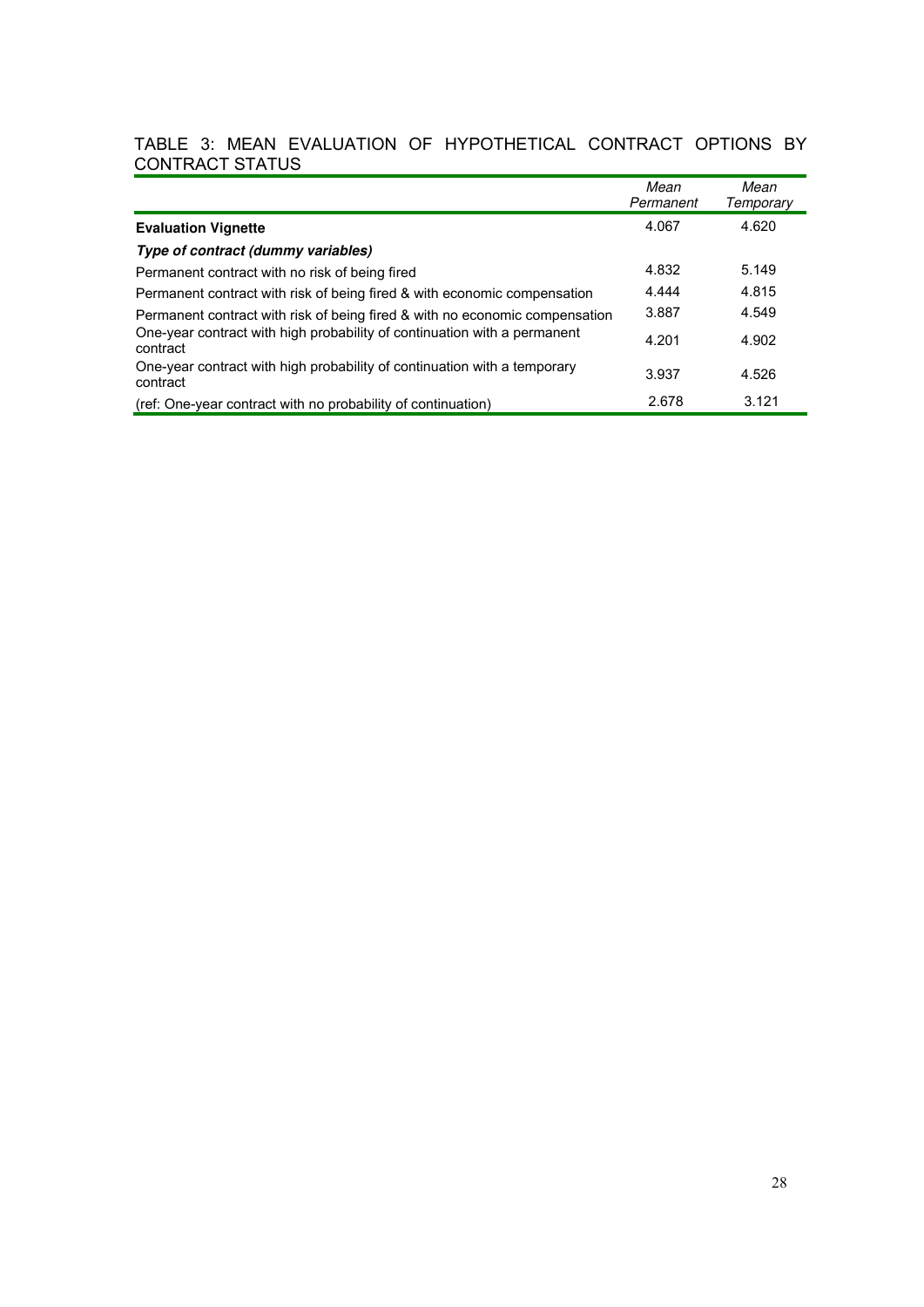TABLE 3: MEAN EVALUATION OF HYPOTHETICAL CONTRACT OPTIONS BY CONTRACT STATUS

| | *Mean Permanent* | *Mean Temporary* |
|---|---|---|
| **Evaluation Vignette** | 4.067 | 4.620 |
| ***Type of contract (dummy variables)*** | | |
| Permanent contract with no risk of being fired | 4.832 | 5.149 |
| Permanent contract with risk of being fired & with economic compensation | 4.444 | 4.815 |
| Permanent contract with risk of being fired & with no economic compensation | 3.887 | 4.549 |
| One-year contract with high probability of continuation with a permanent contract | 4.201 | 4.902 |
| One-year contract with high probability of continuation with a temporary contract | 3.937 | 4.526 |
| (ref: One-year contract with no probability of continuation) | 2.678 | 3.121 |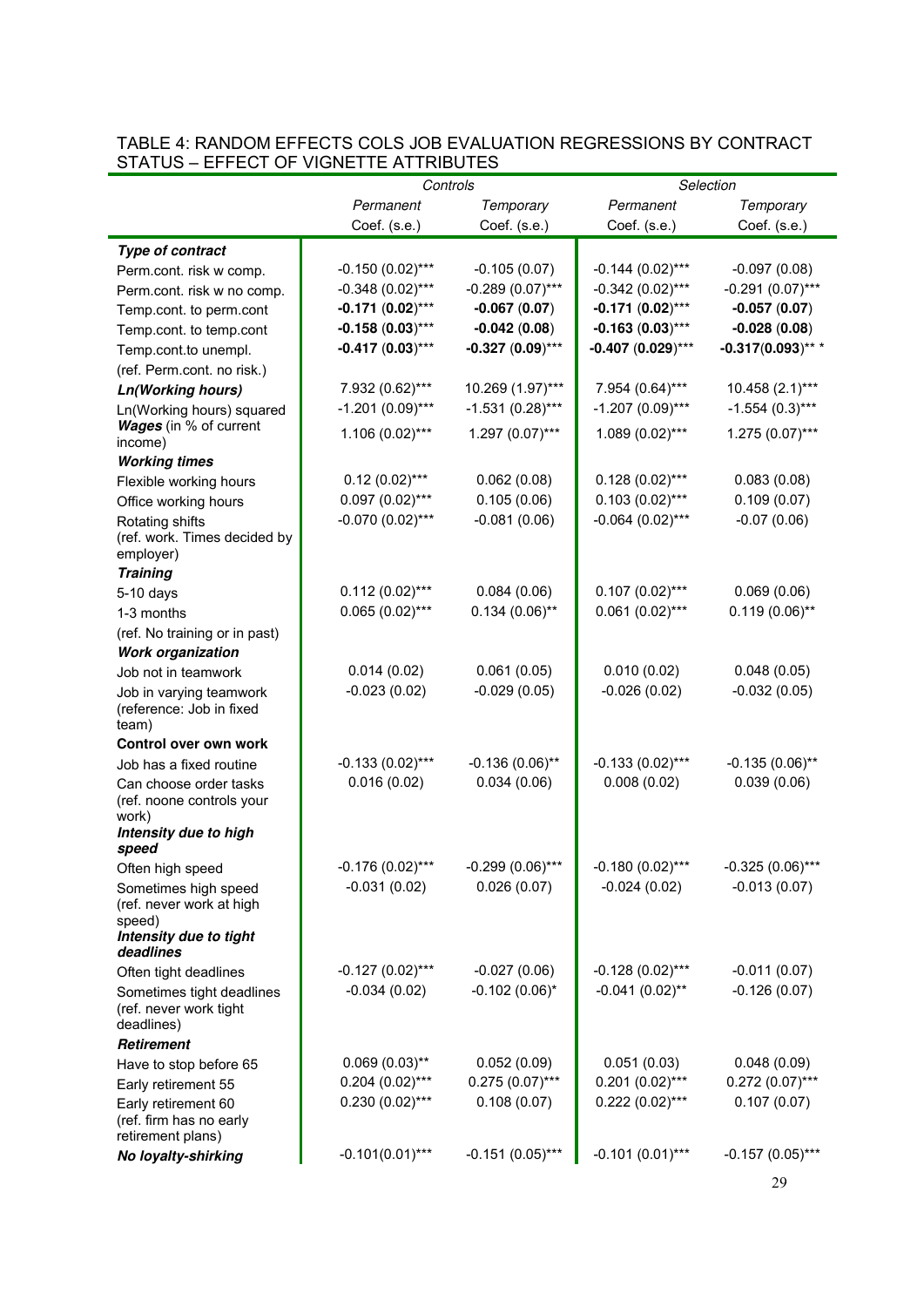TABLE 4: RANDOM EFFECTS COLS JOB EVALUATION REGRESSIONS BY CONTRACT STATUS – EFFECT OF VIGNETTE ATTRIBUTES

| | *Controls* | | *Selection* | |
|---|---|---|---|---|
| | *Permanent* | *Temporary* | *Permanent* | *Temporary* |
| | Coef. (s.e.) | Coef. (s.e.) | Coef. (s.e.) | Coef. (s.e.) |
| ***Type of contract*** | | | | |
| Perm.cont. risk w comp. | -0.150 (0.02)*** | -0.105 (0.07) | -0.144 (0.02)*** | -0.097 (0.08) |
| Perm.cont. risk w no comp. | -0.348 (0.02)*** | -0.289 (0.07)*** | -0.342 (0.02)*** | -0.291 (0.07)*** |
| Temp.cont. to perm.cont | **-0.171 (0.02)*** | **-0.067 (0.07)** | **-0.171 (0.02)*** | **-0.057 (0.07)** |
| Temp.cont. to temp.cont | **-0.158 (0.03)*** | **-0.042 (0.08)** | **-0.163 (0.03)*** | **-0.028 (0.08)** |
| Temp.cont.to unempl. | **-0.417 (0.03)*** | **-0.327 (0.09)*** | **-0.407 (0.029)*** | **-0.317(0.093)*** * |
| (ref. Perm.cont. no risk.) | | | | |
| ***Ln(Working hours)*** | 7.932 (0.62)*** | 10.269 (1.97)*** | 7.954 (0.64)*** | 10.458 (2.1)*** |
| Ln(Working hours) squared | -1.201 (0.09)*** | -1.531 (0.28)*** | -1.207 (0.09)*** | -1.554 (0.3)*** |
| ***Wages*** (in % of current income) | 1.106 (0.02)*** | 1.297 (0.07)*** | 1.089 (0.02)*** | 1.275 (0.07)*** |
| ***Working times*** | | | | |
| Flexible working hours | 0.12 (0.02)*** | 0.062 (0.08) | 0.128 (0.02)*** | 0.083 (0.08) |
| Office working hours | 0.097 (0.02)*** | 0.105 (0.06) | 0.103 (0.02)*** | 0.109 (0.07) |
| Rotating shifts (ref. work. Times decided by employer) | -0.070 (0.02)*** | -0.081 (0.06) | -0.064 (0.02)*** | -0.07 (0.06) |
| ***Training*** | | | | |
| 5-10 days | 0.112 (0.02)*** | 0.084 (0.06) | 0.107 (0.02)*** | 0.069 (0.06) |
| 1-3 months | 0.065 (0.02)*** | 0.134 (0.06)** | 0.061 (0.02)*** | 0.119 (0.06)** |
| (ref. No training or in past) | | | | |
| ***Work organization*** | | | | |
| Job not in teamwork | 0.014 (0.02) | 0.061 (0.05) | 0.010 (0.02) | 0.048 (0.05) |
| Job in varying teamwork (reference: Job in fixed team) | -0.023 (0.02) | -0.029 (0.05) | -0.026 (0.02) | -0.032 (0.05) |
| **Control over own work** | | | | |
| Job has a fixed routine | -0.133 (0.02)*** | -0.136 (0.06)** | -0.133 (0.02)*** | -0.135 (0.06)** |
| Can choose order tasks (ref. noone controls your work) | 0.016 (0.02) | 0.034 (0.06) | 0.008 (0.02) | 0.039 (0.06) |
| ***Intensity due to high speed*** | | | | |
| Often high speed | -0.176 (0.02)*** | -0.299 (0.06)*** | -0.180 (0.02)*** | -0.325 (0.06)*** |
| Sometimes high speed (ref. never work at high speed) | -0.031 (0.02) | 0.026 (0.07) | -0.024 (0.02) | -0.013 (0.07) |
| ***Intensity due to tight deadlines*** | | | | |
| Often tight deadlines | -0.127 (0.02)*** | -0.027 (0.06) | -0.128 (0.02)*** | -0.011 (0.07) |
| Sometimes tight deadlines (ref. never work tight deadlines) | -0.034 (0.02) | -0.102 (0.06)* | -0.041 (0.02)** | -0.126 (0.07) |
| ***Retirement*** | | | | |
| Have to stop before 65 | 0.069 (0.03)** | 0.052 (0.09) | 0.051 (0.03) | 0.048 (0.09) |
| Early retirement 55 | 0.204 (0.02)*** | 0.275 (0.07)*** | 0.201 (0.02)*** | 0.272 (0.07)*** |
| Early retirement 60 (ref. firm has no early retirement plans) | 0.230 (0.02)*** | 0.108 (0.07) | 0.222 (0.02)*** | 0.107 (0.07) |
| ***No loyalty-shirking*** | -0.101(0.01)*** | -0.151 (0.05)*** | -0.101 (0.01)*** | -0.157 (0.05)*** |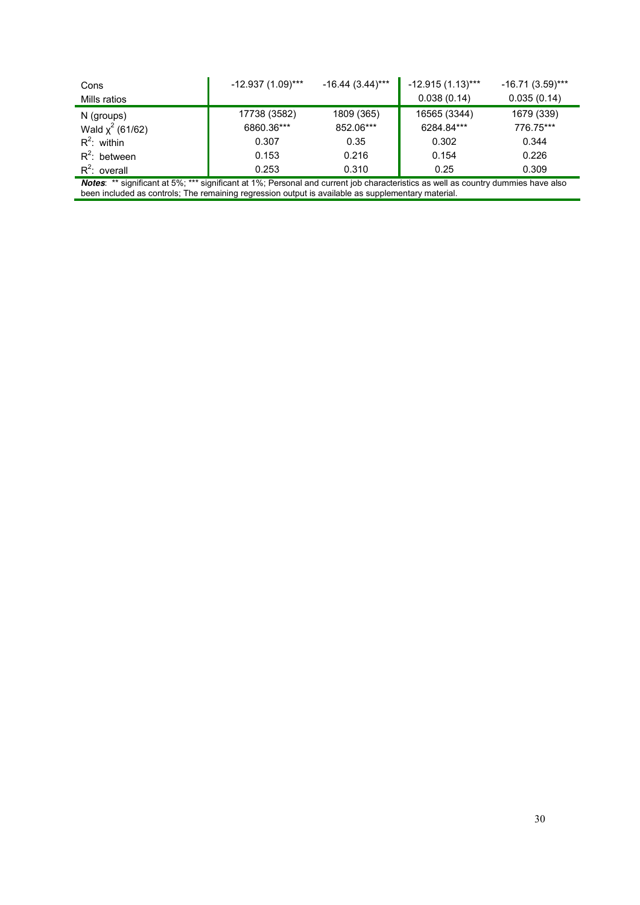| | | | | |
|---|---|---|---|---|
| Cons | -12.937 (1.09)*** | -16.44 (3.44)*** | -12.915 (1.13)*** | -16.71 (3.59)*** |
| Mills ratios | | | 0.038 (0.14) | 0.035 (0.14) |
| N (groups) | 17738 (3582) | 1809 (365) | 16565 (3344) | 1679 (339) |
| Wald $\chi^2$ (61/62) | 6860.36*** | 852.06*** | 6284.84*** | 776.75*** |
| $R^2$: within | 0.307 | 0.35 | 0.302 | 0.344 |
| $R^2$: between | 0.153 | 0.216 | 0.154 | 0.226 |
| $R^2$: overall | 0.253 | 0.310 | 0.25 | 0.309 |

***Notes***: ** significant at 5%; *** significant at 1%; Personal and current job characteristics as well as country dummies have also been included as controls; The remaining regression output is available as supplementary material.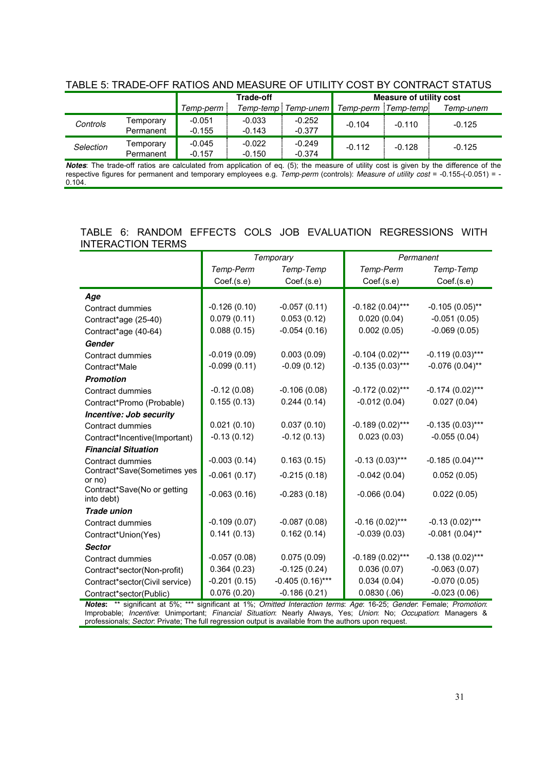TABLE 5: TRADE-OFF RATIOS AND MEASURE OF UTILITY COST BY CONTRACT STATUS

| | | Trade-off | | | Measure of utility cost | | |
|---|---|---|---|---|---|---|---|
| | | *Temp-perm* | *Temp-temp* | *Temp-unem* | *Temp-perm* | *Temp-temp* | *Temp-unem* |
| *Controls* | Temporary | -0.051 | -0.033 | -0.252 | -0.104 | -0.110 | -0.125 |
| | Permanent | -0.155 | -0.143 | -0.377 | | | |
| *Selection* | Temporary | -0.045 | -0.022 | -0.249 | -0.112 | -0.128 | -0.125 |
| | Permanent | -0.157 | -0.150 | -0.374 | | | |

***Notes***: The trade-off ratios are calculated from application of eq. (5); the measure of utility cost is given by the difference of the respective figures for permanent and temporary employees e.g. *Temp-perm* (controls): *Measure of utility cost* = -0.155-(-0.051) = -0.104.

TABLE 6: RANDOM EFFECTS COLS JOB EVALUATION REGRESSIONS WITH INTERACTION TERMS

| | *Temporary* | | *Permanent* | |
|---|---|---|---|---|
| | *Temp-Perm* | *Temp-Temp* | *Temp-Perm* | *Temp-Temp* |
| | Coef.(s.e) | Coef.(s.e) | Coef.(s.e) | Coef.(s.e) |
| ***Age*** | | | | |
| Contract dummies | -0.126 (0.10) | -0.057 (0.11) | -0.182 (0.04)*** | -0.105 (0.05)** |
| Contract*age (25-40) | 0.079 (0.11) | 0.053 (0.12) | 0.020 (0.04) | -0.051 (0.05) |
| Contract*age (40-64) | 0.088 (0.15) | -0.054 (0.16) | 0.002 (0.05) | -0.069 (0.05) |
| ***Gender*** | | | | |
| Contract dummies | -0.019 (0.09) | 0.003 (0.09) | -0.104 (0.02)*** | -0.119 (0.03)*** |
| Contract*Male | -0.099 (0.11) | -0.09 (0.12) | -0.135 (0.03)*** | -0.076 (0.04)** |
| ***Promotion*** | | | | |
| Contract dummies | -0.12 (0.08) | -0.106 (0.08) | -0.172 (0.02)*** | -0.174 (0.02)*** |
| Contract*Promo (Probable) | 0.155 (0.13) | 0.244 (0.14) | -0.012 (0.04) | 0.027 (0.04) |
| ***Incentive: Job security*** | | | | |
| Contract dummies | 0.021 (0.10) | 0.037 (0.10) | -0.189 (0.02)*** | -0.135 (0.03)*** |
| Contract*Incentive(Important) | -0.13 (0.12) | -0.12 (0.13) | 0.023 (0.03) | -0.055 (0.04) |
| ***Financial Situation*** | | | | |
| Contract dummies | -0.003 (0.14) | 0.163 (0.15) | -0.13 (0.03)*** | -0.185 (0.04)*** |
| Contract*Save(Sometimes yes or no) | -0.061 (0.17) | -0.215 (0.18) | -0.042 (0.04) | 0.052 (0.05) |
| Contract*Save(No or getting into debt) | -0.063 (0.16) | -0.283 (0.18) | -0.066 (0.04) | 0.022 (0.05) |
| ***Trade union*** | | | | |
| Contract dummies | -0.109 (0.07) | -0.087 (0.08) | -0.16 (0.02)*** | -0.13 (0.02)*** |
| Contract*Union(Yes) | 0.141 (0.13) | 0.162 (0.14) | -0.039 (0.03) | -0.081 (0.04)** |
| ***Sector*** | | | | |
| Contract dummies | -0.057 (0.08) | 0.075 (0.09) | -0.189 (0.02)*** | -0.138 (0.02)*** |
| Contract*sector(Non-profit) | 0.364 (0.23) | -0.125 (0.24) | 0.036 (0.07) | -0.063 (0.07) |
| Contract*sector(Civil service) | -0.201 (0.15) | -0.405 (0.16)*** | 0.034 (0.04) | -0.070 (0.05) |
| Contract*sector(Public) | 0.076 (0.20) | -0.186 (0.21) | 0.0830 (.06) | -0.023 (0.06) |

***Notes***: ** significant at 5%; *** significant at 1%; *Omitted Interaction terms*: *Age*: 16-25; *Gender*: Female; *Promotion*: Improbable; *Incentive*: Unimportant; *Financial Situation*: Nearly Always, Yes; *Union*: No; *Occupation*: Managers & professionals; *Sector*: Private; The full regression output is available from the authors upon request.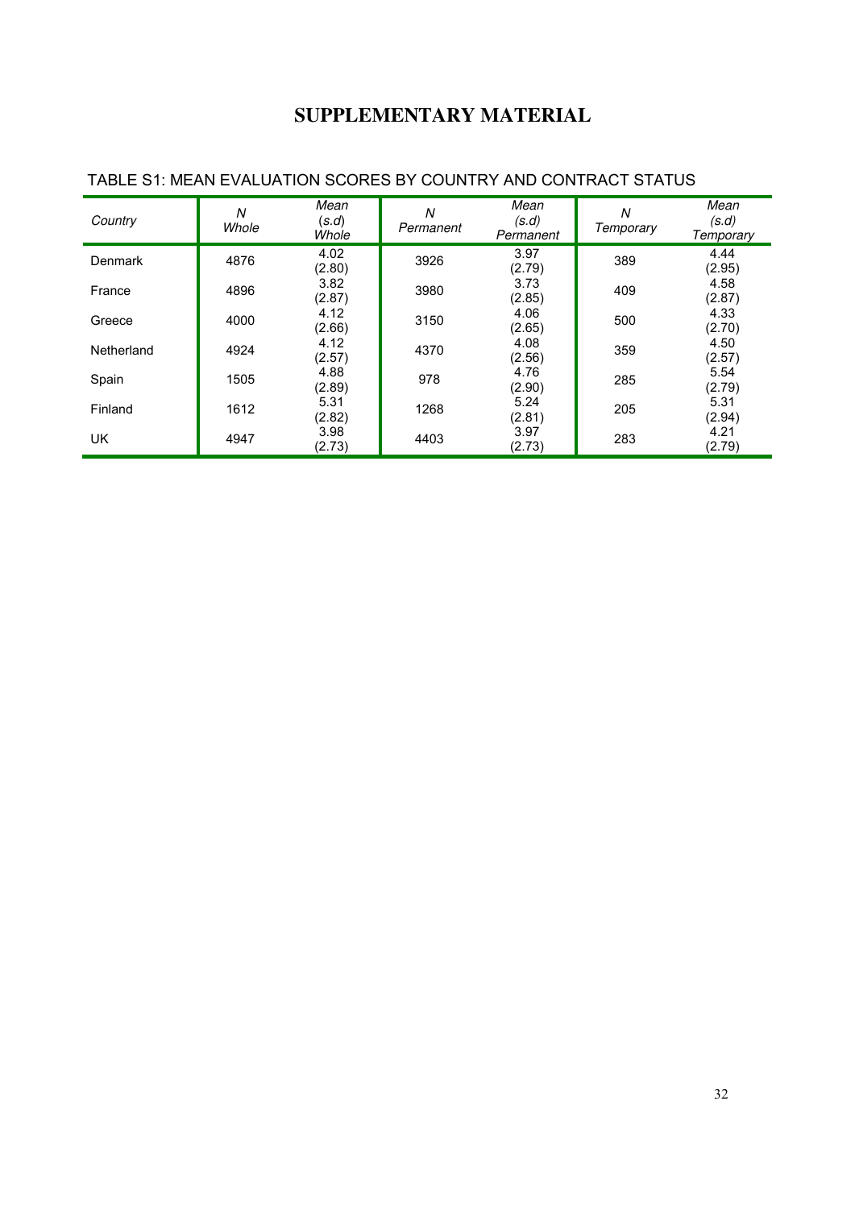# SUPPLEMENTARY MATERIAL

TABLE S1: MEAN EVALUATION SCORES BY COUNTRY AND CONTRACT STATUS

| *Country* | *N Whole* | *Mean (s.d) Whole* | *N Permanent* | *Mean (s.d) Permanent* | *N Temporary* | *Mean (s.d) Temporary* |
|---|---|---|---|---|---|---|
| Denmark | 4876 | 4.02 (2.80) | 3926 | 3.97 (2.79) | 389 | 4.44 (2.95) |
| France | 4896 | 3.82 (2.87) | 3980 | 3.73 (2.85) | 409 | 4.58 (2.87) |
| Greece | 4000 | 4.12 (2.66) | 3150 | 4.06 (2.65) | 500 | 4.33 (2.70) |
| Netherland | 4924 | 4.12 (2.57) | 4370 | 4.08 (2.56) | 359 | 4.50 (2.57) |
| Spain | 1505 | 4.88 (2.89) | 978 | 4.76 (2.90) | 285 | 5.54 (2.79) |
| Finland | 1612 | 5.31 (2.82) | 1268 | 5.24 (2.81) | 205 | 5.31 (2.94) |
| UK | 4947 | 3.98 (2.73) | 4403 | 3.97 (2.73) | 283 | 4.21 (2.79) |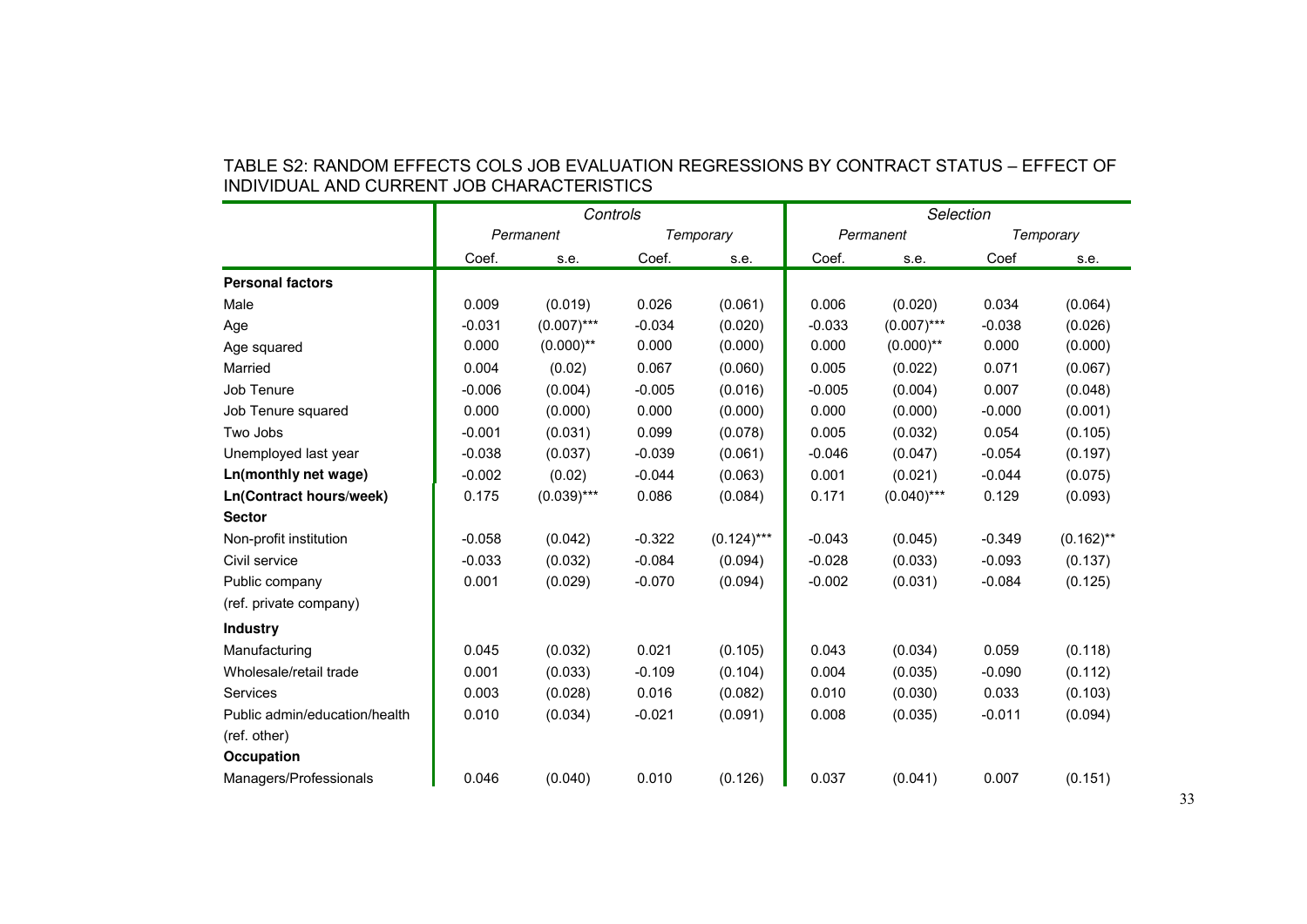TABLE S2: RANDOM EFFECTS COLS JOB EVALUATION REGRESSIONS BY CONTRACT STATUS – EFFECT OF INDIVIDUAL AND CURRENT JOB CHARACTERISTICS

| | *Controls* | | | | *Selection* | | | |
|---|---|---|---|---|---|---|---|---|
| | *Permanent* | | *Temporary* | | *Permanent* | | *Temporary* | |
| | Coef. | s.e. | Coef. | s.e. | Coef. | s.e. | Coef | s.e. |
| **Personal factors** | | | | | | | | |
| Male | 0.009 | (0.019) | 0.026 | (0.061) | 0.006 | (0.020) | 0.034 | (0.064) |
| Age | -0.031 | (0.007)*** | -0.034 | (0.020) | -0.033 | (0.007)*** | -0.038 | (0.026) |
| Age squared | 0.000 | (0.000)** | 0.000 | (0.000) | 0.000 | (0.000)** | 0.000 | (0.000) |
| Married | 0.004 | (0.02) | 0.067 | (0.060) | 0.005 | (0.022) | 0.071 | (0.067) |
| Job Tenure | -0.006 | (0.004) | -0.005 | (0.016) | -0.005 | (0.004) | 0.007 | (0.048) |
| Job Tenure squared | 0.000 | (0.000) | 0.000 | (0.000) | 0.000 | (0.000) | -0.000 | (0.001) |
| Two Jobs | -0.001 | (0.031) | 0.099 | (0.078) | 0.005 | (0.032) | 0.054 | (0.105) |
| Unemployed last year | -0.038 | (0.037) | -0.039 | (0.061) | -0.046 | (0.047) | -0.054 | (0.197) |
| **Ln(monthly net wage)** | -0.002 | (0.02) | -0.044 | (0.063) | 0.001 | (0.021) | -0.044 | (0.075) |
| **Ln(Contract hours/week)** | 0.175 | (0.039)*** | 0.086 | (0.084) | 0.171 | (0.040)*** | 0.129 | (0.093) |
| **Sector** | | | | | | | | |
| Non-profit institution | -0.058 | (0.042) | -0.322 | (0.124)*** | -0.043 | (0.045) | -0.349 | (0.162)** |
| Civil service | -0.033 | (0.032) | -0.084 | (0.094) | -0.028 | (0.033) | -0.093 | (0.137) |
| Public company | 0.001 | (0.029) | -0.070 | (0.094) | -0.002 | (0.031) | -0.084 | (0.125) |
| (ref. private company) | | | | | | | | |
| **Industry** | | | | | | | | |
| Manufacturing | 0.045 | (0.032) | 0.021 | (0.105) | 0.043 | (0.034) | 0.059 | (0.118) |
| Wholesale/retail trade | 0.001 | (0.033) | -0.109 | (0.104) | 0.004 | (0.035) | -0.090 | (0.112) |
| Services | 0.003 | (0.028) | 0.016 | (0.082) | 0.010 | (0.030) | 0.033 | (0.103) |
| Public admin/education/health | 0.010 | (0.034) | -0.021 | (0.091) | 0.008 | (0.035) | -0.011 | (0.094) |
| (ref. other) | | | | | | | | |
| **Occupation** | | | | | | | | |
| Managers/Professionals | 0.046 | (0.040) | 0.010 | (0.126) | 0.037 | (0.041) | 0.007 | (0.151) |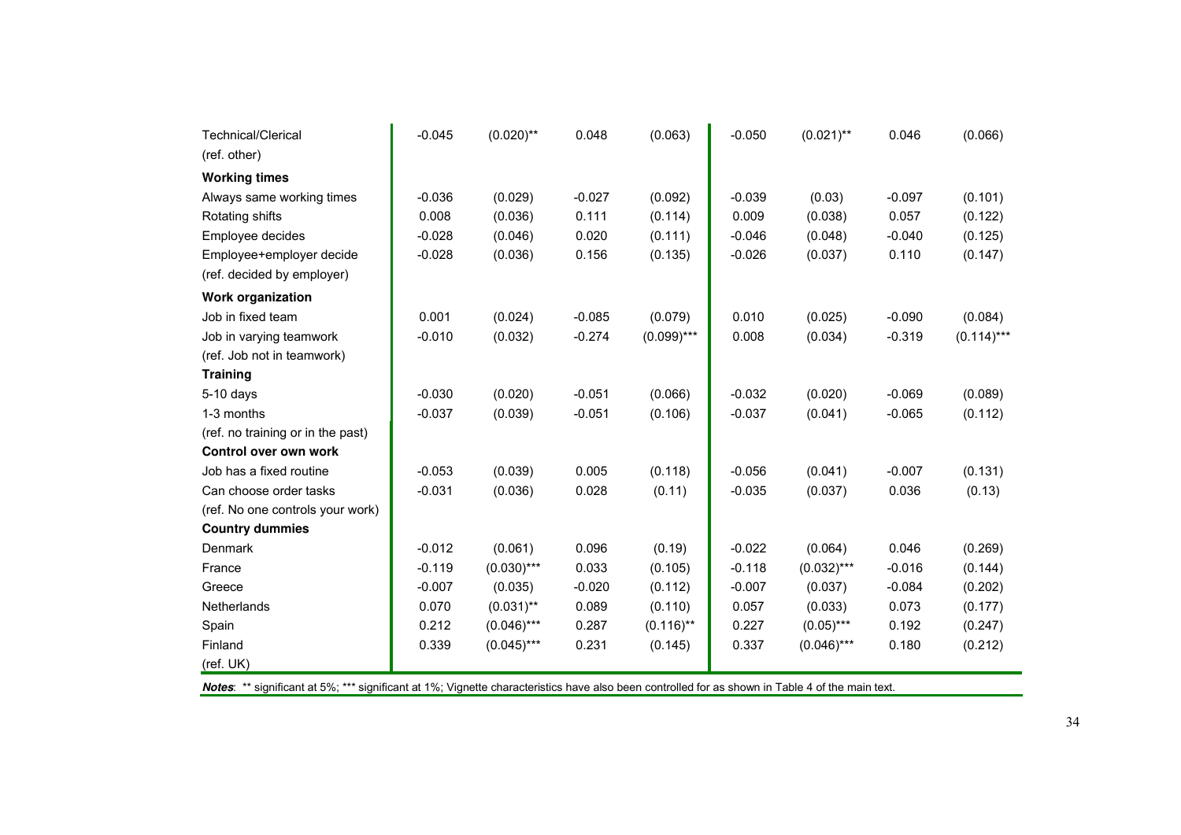| | | | | | | | | |
|---|---|---|---|---|---|---|---|---|
| Technical/Clerical | -0.045 | (0.020)** | 0.048 | (0.063) | -0.050 | (0.021)** | 0.046 | (0.066) |
| (ref. other) | | | | | | | | |
| **Working times** | | | | | | | | |
| Always same working times | -0.036 | (0.029) | -0.027 | (0.092) | -0.039 | (0.03) | -0.097 | (0.101) |
| Rotating shifts | 0.008 | (0.036) | 0.111 | (0.114) | 0.009 | (0.038) | 0.057 | (0.122) |
| Employee decides | -0.028 | (0.046) | 0.020 | (0.111) | -0.046 | (0.048) | -0.040 | (0.125) |
| Employee+employer decide | -0.028 | (0.036) | 0.156 | (0.135) | -0.026 | (0.037) | 0.110 | (0.147) |
| (ref. decided by employer) | | | | | | | | |
| **Work organization** | | | | | | | | |
| Job in fixed team | 0.001 | (0.024) | -0.085 | (0.079) | 0.010 | (0.025) | -0.090 | (0.084) |
| Job in varying teamwork | -0.010 | (0.032) | -0.274 | (0.099)*** | 0.008 | (0.034) | -0.319 | (0.114)*** |
| (ref. Job not in teamwork) | | | | | | | | |
| **Training** | | | | | | | | |
| 5-10 days | -0.030 | (0.020) | -0.051 | (0.066) | -0.032 | (0.020) | -0.069 | (0.089) |
| 1-3 months | -0.037 | (0.039) | -0.051 | (0.106) | -0.037 | (0.041) | -0.065 | (0.112) |
| (ref. no training or in the past) | | | | | | | | |
| **Control over own work** | | | | | | | | |
| Job has a fixed routine | -0.053 | (0.039) | 0.005 | (0.118) | -0.056 | (0.041) | -0.007 | (0.131) |
| Can choose order tasks | -0.031 | (0.036) | 0.028 | (0.11) | -0.035 | (0.037) | 0.036 | (0.13) |
| (ref. No one controls your work) | | | | | | | | |
| **Country dummies** | | | | | | | | |
| Denmark | -0.012 | (0.061) | 0.096 | (0.19) | -0.022 | (0.064) | 0.046 | (0.269) |
| France | -0.119 | (0.030)*** | 0.033 | (0.105) | -0.118 | (0.032)*** | -0.016 | (0.144) |
| Greece | -0.007 | (0.035) | -0.020 | (0.112) | -0.007 | (0.037) | -0.084 | (0.202) |
| Netherlands | 0.070 | (0.031)** | 0.089 | (0.110) | 0.057 | (0.033) | 0.073 | (0.177) |
| Spain | 0.212 | (0.046)*** | 0.287 | (0.116)** | 0.227 | (0.05)*** | 0.192 | (0.247) |
| Finland | 0.339 | (0.045)*** | 0.231 | (0.145) | 0.337 | (0.046)*** | 0.180 | (0.212) |
| (ref. UK) | | | | | | | | |

***Notes***: ** significant at 5%; *** significant at 1%; Vignette characteristics have also been controlled for as shown in Table 4 of the main text.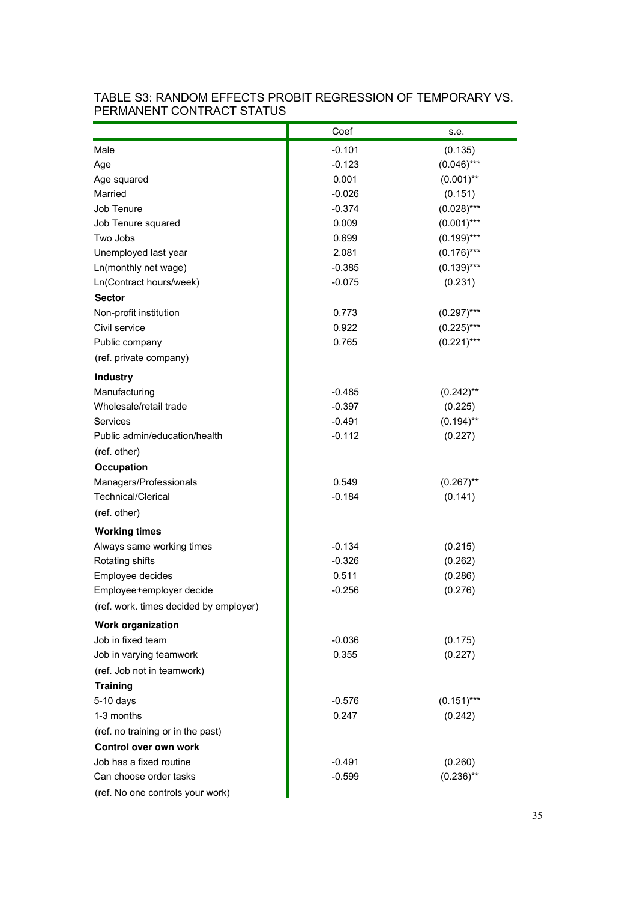TABLE S3: RANDOM EFFECTS PROBIT REGRESSION OF TEMPORARY VS. PERMANENT CONTRACT STATUS

| | Coef | s.e. |
|---|---|---|
| Male | -0.101 | (0.135) |
| Age | -0.123 | (0.046)*** |
| Age squared | 0.001 | (0.001)** |
| Married | -0.026 | (0.151) |
| Job Tenure | -0.374 | (0.028)*** |
| Job Tenure squared | 0.009 | (0.001)*** |
| Two Jobs | 0.699 | (0.199)*** |
| Unemployed last year | 2.081 | (0.176)*** |
| Ln(monthly net wage) | -0.385 | (0.139)*** |
| Ln(Contract hours/week) | -0.075 | (0.231) |
| **Sector** | | |
| Non-profit institution | 0.773 | (0.297)*** |
| Civil service | 0.922 | (0.225)*** |
| Public company | 0.765 | (0.221)*** |
| (ref. private company) | | |
| **Industry** | | |
| Manufacturing | -0.485 | (0.242)** |
| Wholesale/retail trade | -0.397 | (0.225) |
| Services | -0.491 | (0.194)** |
| Public admin/education/health | -0.112 | (0.227) |
| (ref. other) | | |
| **Occupation** | | |
| Managers/Professionals | 0.549 | (0.267)** |
| Technical/Clerical | -0.184 | (0.141) |
| (ref. other) | | |
| **Working times** | | |
| Always same working times | -0.134 | (0.215) |
| Rotating shifts | -0.326 | (0.262) |
| Employee decides | 0.511 | (0.286) |
| Employee+employer decide | -0.256 | (0.276) |
| (ref. work. times decided by employer) | | |
| **Work organization** | | |
| Job in fixed team | -0.036 | (0.175) |
| Job in varying teamwork | 0.355 | (0.227) |
| (ref. Job not in teamwork) | | |
| **Training** | | |
| 5-10 days | -0.576 | (0.151)*** |
| 1-3 months | 0.247 | (0.242) |
| (ref. no training or in the past) | | |
| **Control over own work** | | |
| Job has a fixed routine | -0.491 | (0.260) |
| Can choose order tasks | -0.599 | (0.236)** |
| (ref. No one controls your work) | | |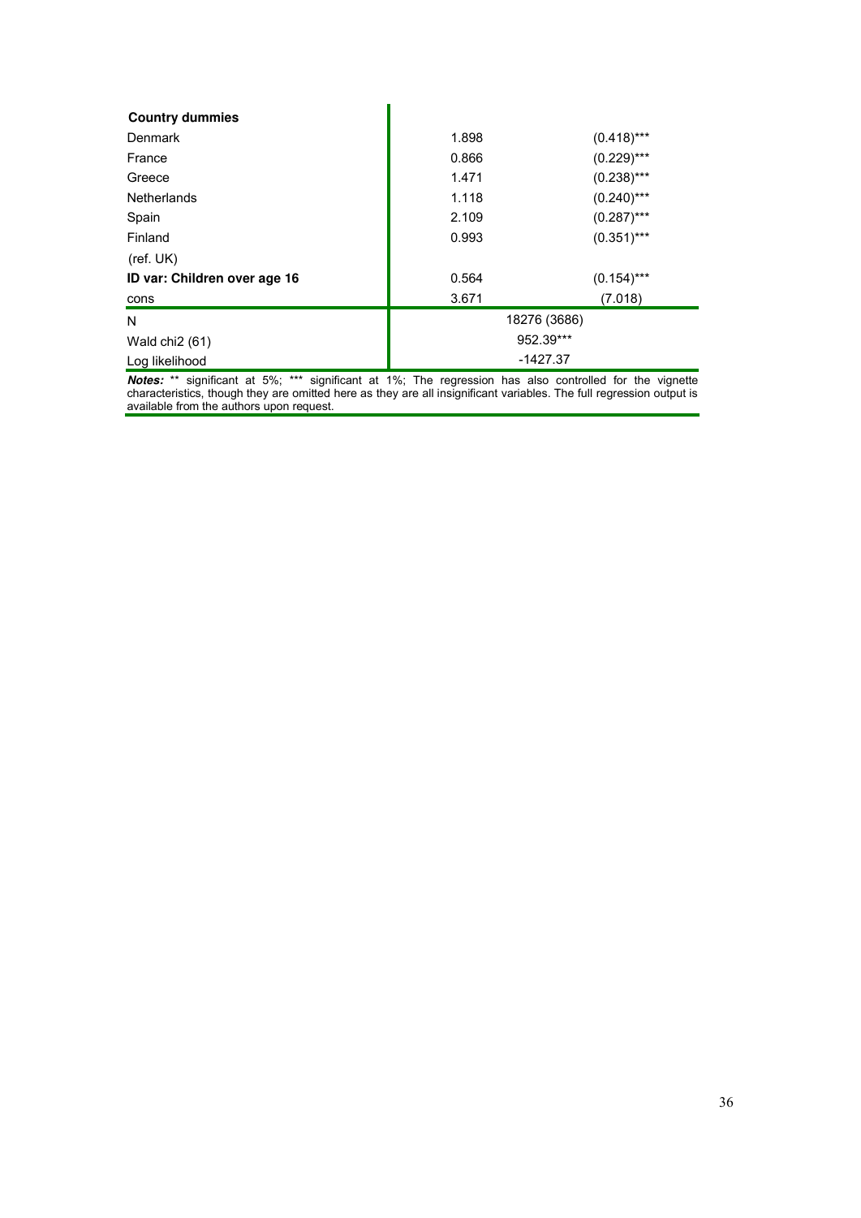| | | |
|---|---|---|
| **Country dummies** | | |
| Denmark | 1.898 | (0.418)*** |
| France | 0.866 | (0.229)*** |
| Greece | 1.471 | (0.238)*** |
| Netherlands | 1.118 | (0.240)*** |
| Spain | 2.109 | (0.287)*** |
| Finland | 0.993 | (0.351)*** |
| (ref. UK) | | |
| **ID var: Children over age 16** | 0.564 | (0.154)*** |
| cons | 3.671 | (7.018) |
| N | 18276 (3686) | |
| Wald chi2 (61) | 952.39*** | |
| Log likelihood | -1427.37 | |

***Notes:*** ** significant at 5%; *** significant at 1%; The regression has also controlled for the vignette characteristics, though they are omitted here as they are all insignificant variables. The full regression output is available from the authors upon request.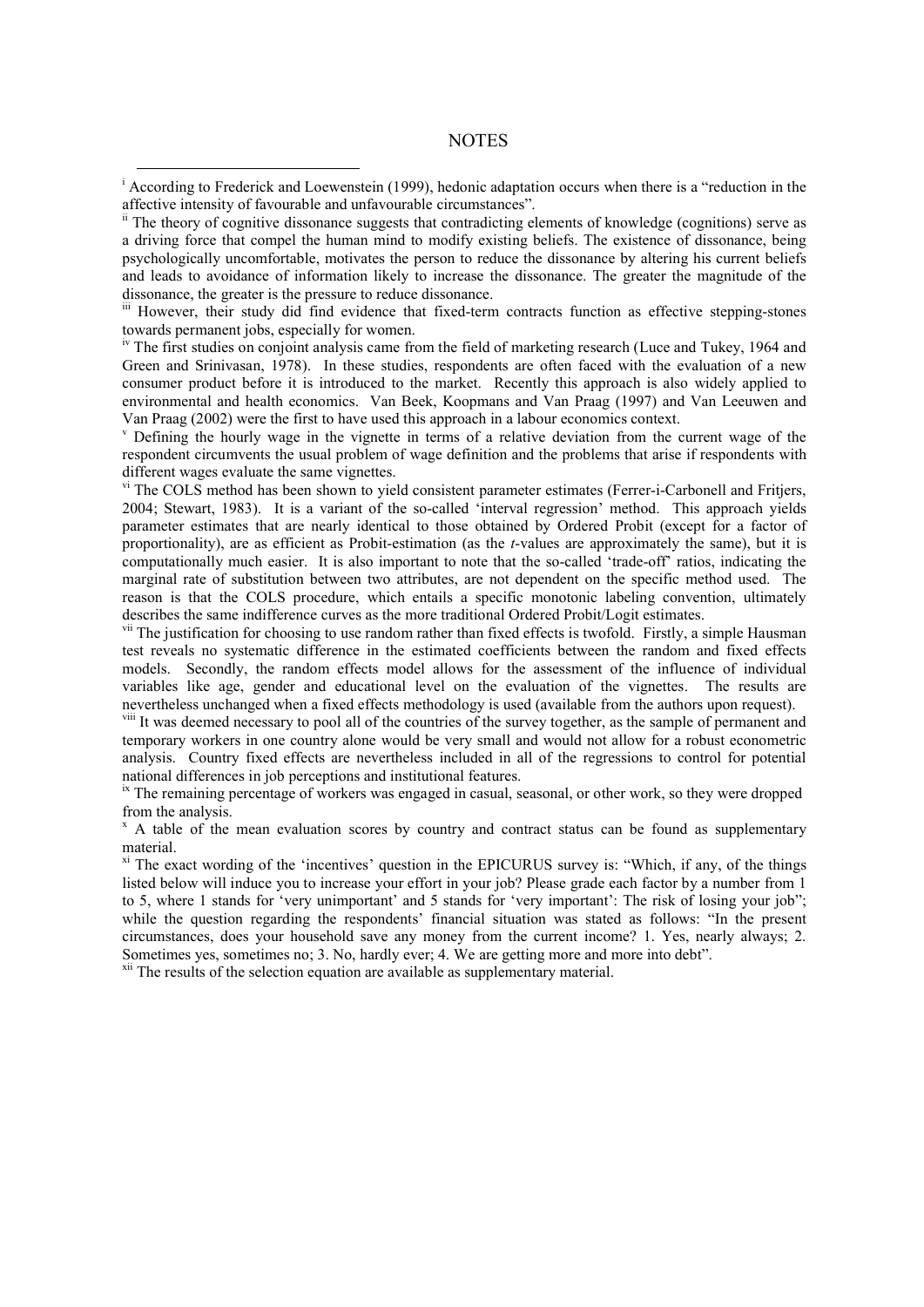# NOTES

[i] According to Frederick and Loewenstein (1999), hedonic adaptation occurs when there is a "reduction in the affective intensity of favourable and unfavourable circumstances".

[ii] The theory of cognitive dissonance suggests that contradicting elements of knowledge (cognitions) serve as a driving force that compel the human mind to modify existing beliefs. The existence of dissonance, being psychologically uncomfortable, motivates the person to reduce the dissonance by altering his current beliefs and leads to avoidance of information likely to increase the dissonance. The greater the magnitude of the dissonance, the greater is the pressure to reduce dissonance.

[iii] However, their study did find evidence that fixed-term contracts function as effective stepping-stones towards permanent jobs, especially for women.

[iv] The first studies on conjoint analysis came from the field of marketing research (Luce and Tukey, 1964 and Green and Srinivasan, 1978). In these studies, respondents are often faced with the evaluation of a new consumer product before it is introduced to the market. Recently this approach is also widely applied to environmental and health economics. Van Beek, Koopmans and Van Praag (1997) and Van Leeuwen and Van Praag (2002) were the first to have used this approach in a labour economics context.

[v] Defining the hourly wage in the vignette in terms of a relative deviation from the current wage of the respondent circumvents the usual problem of wage definition and the problems that arise if respondents with different wages evaluate the same vignettes.

[vi] The COLS method has been shown to yield consistent parameter estimates (Ferrer-i-Carbonell and Fritjers, 2004; Stewart, 1983). It is a variant of the so-called 'interval regression' method. This approach yields parameter estimates that are nearly identical to those obtained by Ordered Probit (except for a factor of proportionality), are as efficient as Probit-estimation (as the *t*-values are approximately the same), but it is computationally much easier. It is also important to note that the so-called 'trade-off' ratios, indicating the marginal rate of substitution between two attributes, are not dependent on the specific method used. The reason is that the COLS procedure, which entails a specific monotonic labeling convention, ultimately describes the same indifference curves as the more traditional Ordered Probit/Logit estimates.

[vii] The justification for choosing to use random rather than fixed effects is twofold. Firstly, a simple Hausman test reveals no systematic difference in the estimated coefficients between the random and fixed effects models. Secondly, the random effects model allows for the assessment of the influence of individual variables like age, gender and educational level on the evaluation of the vignettes. The results are nevertheless unchanged when a fixed effects methodology is used (available from the authors upon request).

[viii] It was deemed necessary to pool all of the countries of the survey together, as the sample of permanent and temporary workers in one country alone would be very small and would not allow for a robust econometric analysis. Country fixed effects are nevertheless included in all of the regressions to control for potential national differences in job perceptions and institutional features.

[ix] The remaining percentage of workers was engaged in casual, seasonal, or other work, so they were dropped from the analysis.

[x] A table of the mean evaluation scores by country and contract status can be found as supplementary material.

[xi] The exact wording of the 'incentives' question in the EPICURUS survey is: "Which, if any, of the things listed below will induce you to increase your effort in your job? Please grade each factor by a number from 1 to 5, where 1 stands for 'very unimportant' and 5 stands for 'very important': The risk of losing your job"; while the question regarding the respondents' financial situation was stated as follows: "In the present circumstances, does your household save any money from the current income? 1. Yes, nearly always; 2. Sometimes yes, sometimes no; 3. No, hardly ever; 4. We are getting more and more into debt".

[xii] The results of the selection equation are available as supplementary material.